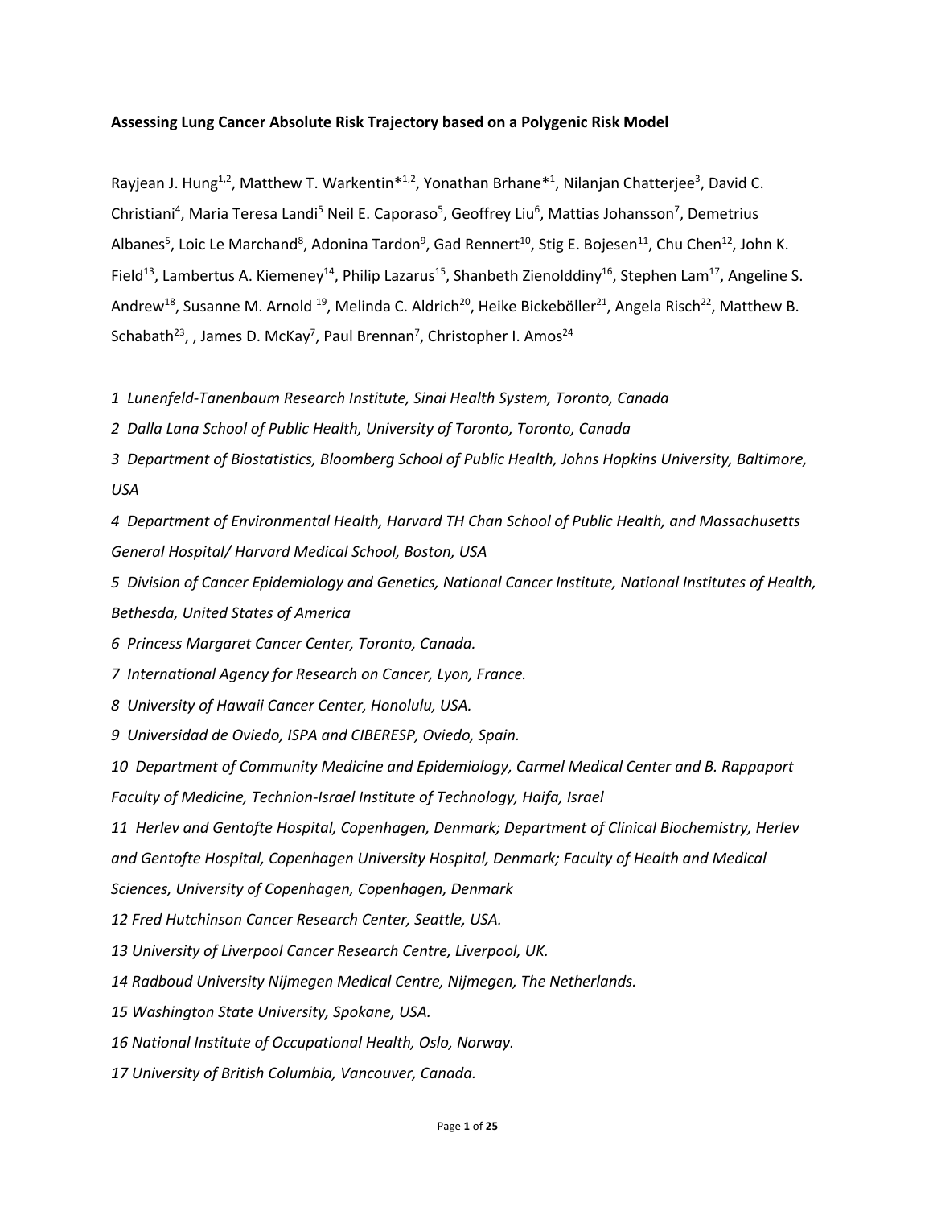**Assessing Lung Cancer Absolute Risk Trajectory based on a Polygenic Risk Model**

Rayjean J. Hung[1,2], Matthew T. Warkentin*[1,2], Yonathan Brhane*[1], Nilanjan Chatterjee[3], David C. Christiani[4], Maria Teresa Landi[5] Neil E. Caporaso[5], Geoffrey Liu[6], Mattias Johansson[7], Demetrius Albanes[5], Loic Le Marchand[8], Adonina Tardon[9], Gad Rennert[10], Stig E. Bojesen[11], Chu Chen[12], John K. Field[13], Lambertus A. Kiemeney[14], Philip Lazarus[15], Shanbeth Zienolddiny[16], Stephen Lam[17], Angeline S. Andrew[18], Susanne M. Arnold [19], Melinda C. Aldrich[20], Heike Bickeböller[21], Angela Risch[22], Matthew B. Schabath[23], , James D. McKay[7], Paul Brennan[7], Christopher I. Amos[24]

*1 Lunenfeld-Tanenbaum Research Institute, Sinai Health System, Toronto, Canada*

*2 Dalla Lana School of Public Health, University of Toronto, Toronto, Canada*

*3 Department of Biostatistics, Bloomberg School of Public Health, Johns Hopkins University, Baltimore, USA*

*4 Department of Environmental Health, Harvard TH Chan School of Public Health, and Massachusetts General Hospital/ Harvard Medical School, Boston, USA*

*5 Division of Cancer Epidemiology and Genetics, National Cancer Institute, National Institutes of Health, Bethesda, United States of America*

*6 Princess Margaret Cancer Center, Toronto, Canada.*

*7 International Agency for Research on Cancer, Lyon, France.*

*8 University of Hawaii Cancer Center, Honolulu, USA.*

*9 Universidad de Oviedo, ISPA and CIBERESP, Oviedo, Spain.*

*10 Department of Community Medicine and Epidemiology, Carmel Medical Center and B. Rappaport Faculty of Medicine, Technion-Israel Institute of Technology, Haifa, Israel*

*11 Herlev and Gentofte Hospital, Copenhagen, Denmark; Department of Clinical Biochemistry, Herlev and Gentofte Hospital, Copenhagen University Hospital, Denmark; Faculty of Health and Medical Sciences, University of Copenhagen, Copenhagen, Denmark*

*12 Fred Hutchinson Cancer Research Center, Seattle, USA.*

*13 University of Liverpool Cancer Research Centre, Liverpool, UK.*

*14 Radboud University Nijmegen Medical Centre, Nijmegen, The Netherlands.*

*15 Washington State University, Spokane, USA.*

*16 National Institute of Occupational Health, Oslo, Norway.*

*17 University of British Columbia, Vancouver, Canada.*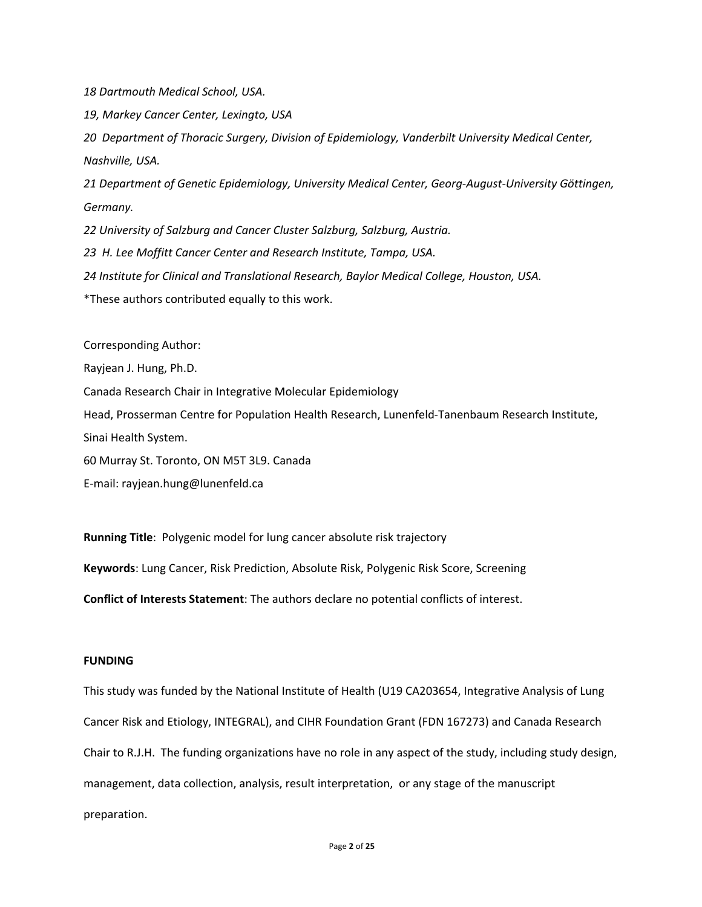*18 Dartmouth Medical School, USA.*

*19, Markey Cancer Center, Lexingto, USA*

*20 Department of Thoracic Surgery, Division of Epidemiology, Vanderbilt University Medical Center, Nashville, USA.*

*21 Department of Genetic Epidemiology, University Medical Center, Georg-August-University Göttingen, Germany.*

*22 University of Salzburg and Cancer Cluster Salzburg, Salzburg, Austria.*

*23 H. Lee Moffitt Cancer Center and Research Institute, Tampa, USA.*

*24 Institute for Clinical and Translational Research, Baylor Medical College, Houston, USA.*

*These authors contributed equally to this work.

Corresponding Author:

Rayjean J. Hung, Ph.D.

Canada Research Chair in Integrative Molecular Epidemiology

Head, Prosserman Centre for Population Health Research, Lunenfeld-Tanenbaum Research Institute, Sinai Health System.

60 Murray St. Toronto, ON M5T 3L9. Canada

E-mail: rayjean.hung@lunenfeld.ca

**Running Title**: Polygenic model for lung cancer absolute risk trajectory

**Keywords**: Lung Cancer, Risk Prediction, Absolute Risk, Polygenic Risk Score, Screening

**Conflict of Interests Statement**: The authors declare no potential conflicts of interest.

**FUNDING**

This study was funded by the National Institute of Health (U19 CA203654, Integrative Analysis of Lung Cancer Risk and Etiology, INTEGRAL), and CIHR Foundation Grant (FDN 167273) and Canada Research Chair to R.J.H. The funding organizations have no role in any aspect of the study, including study design, management, data collection, analysis, result interpretation, or any stage of the manuscript preparation.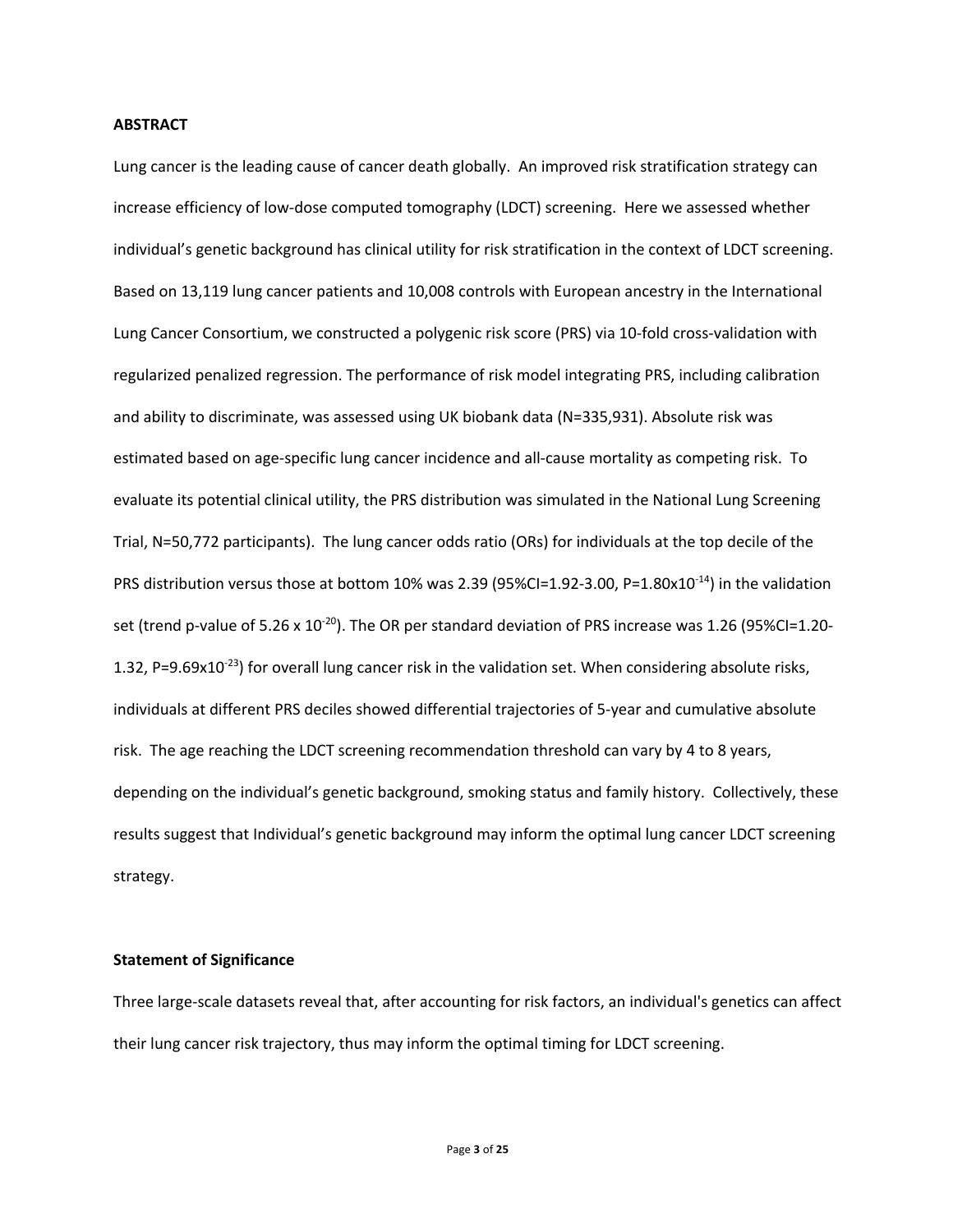## ABSTRACT

Lung cancer is the leading cause of cancer death globally. An improved risk stratification strategy can increase efficiency of low-dose computed tomography (LDCT) screening. Here we assessed whether individual's genetic background has clinical utility for risk stratification in the context of LDCT screening. Based on 13,119 lung cancer patients and 10,008 controls with European ancestry in the International Lung Cancer Consortium, we constructed a polygenic risk score (PRS) via 10-fold cross-validation with regularized penalized regression. The performance of risk model integrating PRS, including calibration and ability to discriminate, was assessed using UK biobank data (N=335,931). Absolute risk was estimated based on age-specific lung cancer incidence and all-cause mortality as competing risk. To evaluate its potential clinical utility, the PRS distribution was simulated in the National Lung Screening Trial, N=50,772 participants). The lung cancer odds ratio (ORs) for individuals at the top decile of the PRS distribution versus those at bottom 10% was 2.39 (95%CI=1.92-3.00, $P=1.80 \times 10^{-14}$) in the validation set (trend p-value of $5.26 \times 10^{-20}$). The OR per standard deviation of PRS increase was 1.26 (95%CI=1.20-1.32, $P=9.69 \times 10^{-23}$) for overall lung cancer risk in the validation set. When considering absolute risks, individuals at different PRS deciles showed differential trajectories of 5-year and cumulative absolute risk. The age reaching the LDCT screening recommendation threshold can vary by 4 to 8 years, depending on the individual's genetic background, smoking status and family history. Collectively, these results suggest that Individual's genetic background may inform the optimal lung cancer LDCT screening strategy.

### Statement of Significance

Three large-scale datasets reveal that, after accounting for risk factors, an individual's genetics can affect their lung cancer risk trajectory, thus may inform the optimal timing for LDCT screening.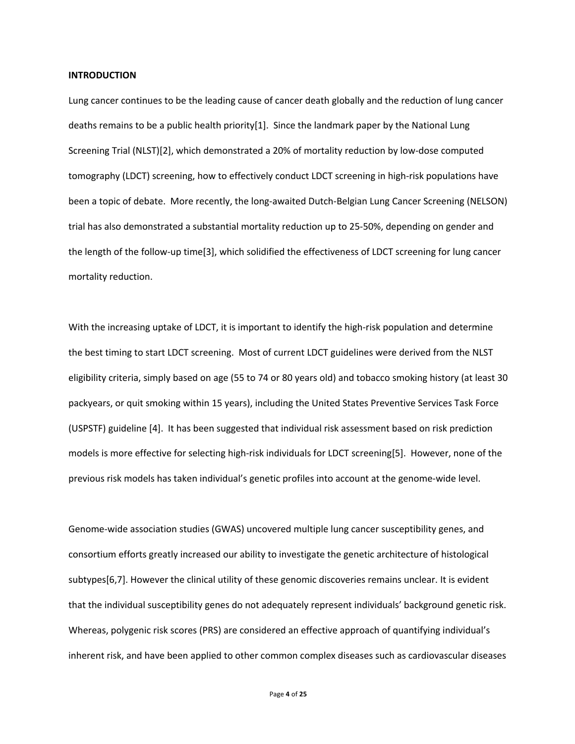## INTRODUCTION

Lung cancer continues to be the leading cause of cancer death globally and the reduction of lung cancer deaths remains to be a public health priority[1]. Since the landmark paper by the National Lung Screening Trial (NLST)[2], which demonstrated a 20% of mortality reduction by low-dose computed tomography (LDCT) screening, how to effectively conduct LDCT screening in high-risk populations have been a topic of debate. More recently, the long-awaited Dutch-Belgian Lung Cancer Screening (NELSON) trial has also demonstrated a substantial mortality reduction up to 25-50%, depending on gender and the length of the follow-up time[3], which solidified the effectiveness of LDCT screening for lung cancer mortality reduction.

With the increasing uptake of LDCT, it is important to identify the high-risk population and determine the best timing to start LDCT screening. Most of current LDCT guidelines were derived from the NLST eligibility criteria, simply based on age (55 to 74 or 80 years old) and tobacco smoking history (at least 30 packyears, or quit smoking within 15 years), including the United States Preventive Services Task Force (USPSTF) guideline [4]. It has been suggested that individual risk assessment based on risk prediction models is more effective for selecting high-risk individuals for LDCT screening[5]. However, none of the previous risk models has taken individual's genetic profiles into account at the genome-wide level.

Genome-wide association studies (GWAS) uncovered multiple lung cancer susceptibility genes, and consortium efforts greatly increased our ability to investigate the genetic architecture of histological subtypes[6,7]. However the clinical utility of these genomic discoveries remains unclear. It is evident that the individual susceptibility genes do not adequately represent individuals' background genetic risk. Whereas, polygenic risk scores (PRS) are considered an effective approach of quantifying individual's inherent risk, and have been applied to other common complex diseases such as cardiovascular diseases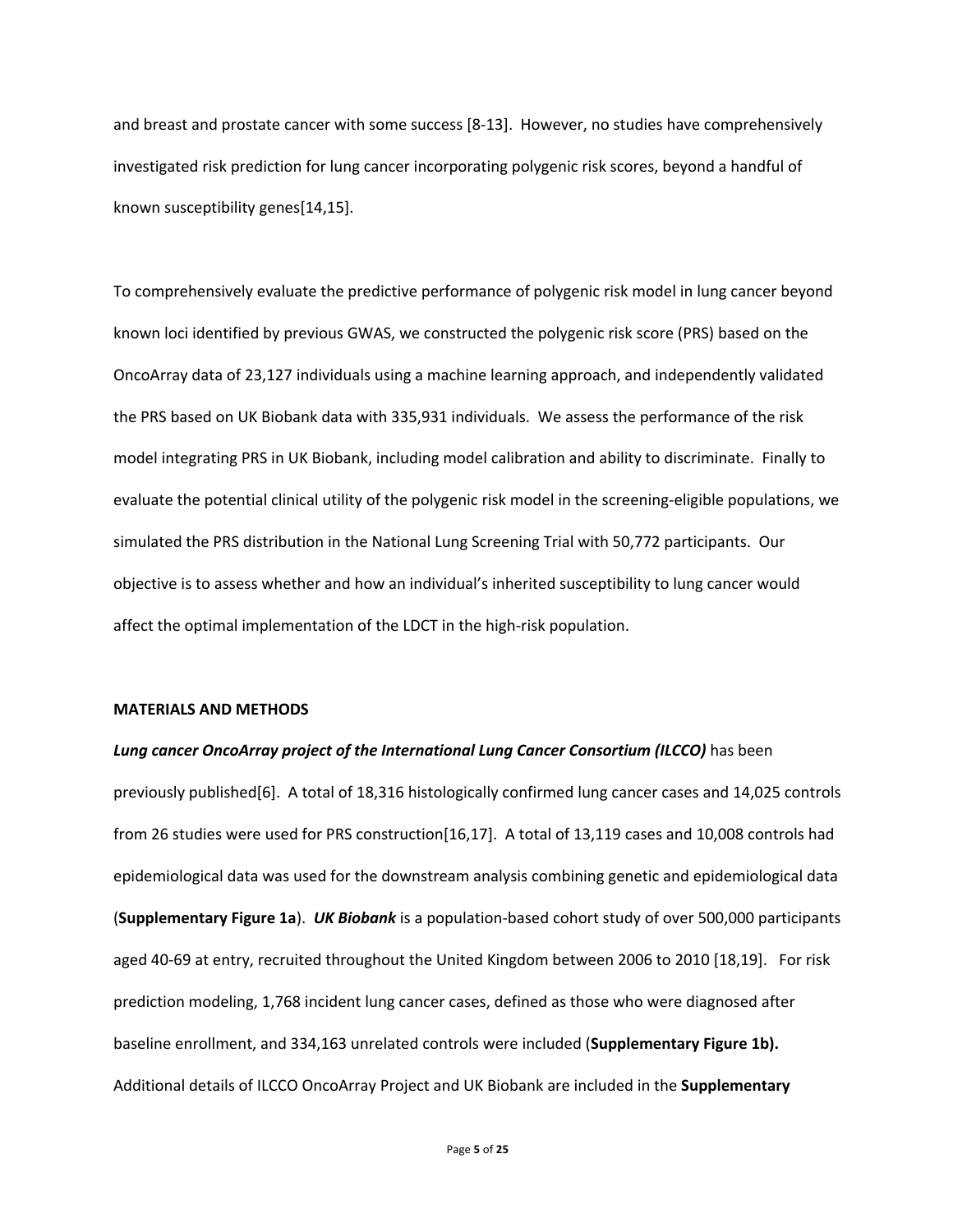and breast and prostate cancer with some success [8-13]. However, no studies have comprehensively investigated risk prediction for lung cancer incorporating polygenic risk scores, beyond a handful of known susceptibility genes[14,15].

To comprehensively evaluate the predictive performance of polygenic risk model in lung cancer beyond known loci identified by previous GWAS, we constructed the polygenic risk score (PRS) based on the OncoArray data of 23,127 individuals using a machine learning approach, and independently validated the PRS based on UK Biobank data with 335,931 individuals. We assess the performance of the risk model integrating PRS in UK Biobank, including model calibration and ability to discriminate. Finally to evaluate the potential clinical utility of the polygenic risk model in the screening-eligible populations, we simulated the PRS distribution in the National Lung Screening Trial with 50,772 participants. Our objective is to assess whether and how an individual's inherited susceptibility to lung cancer would affect the optimal implementation of the LDCT in the high-risk population.

## MATERIALS AND METHODS

***Lung cancer OncoArray project of the International Lung Cancer Consortium (ILCCO)*** has been previously published[6]. A total of 18,316 histologically confirmed lung cancer cases and 14,025 controls from 26 studies were used for PRS construction[16,17]. A total of 13,119 cases and 10,008 controls had epidemiological data was used for the downstream analysis combining genetic and epidemiological data (**Supplementary Figure 1a**). ***UK Biobank*** is a population-based cohort study of over 500,000 participants aged 40-69 at entry, recruited throughout the United Kingdom between 2006 to 2010 [18,19]. For risk prediction modeling, 1,768 incident lung cancer cases, defined as those who were diagnosed after baseline enrollment, and 334,163 unrelated controls were included (**Supplementary Figure 1b).** Additional details of ILCCO OncoArray Project and UK Biobank are included in the **Supplementary**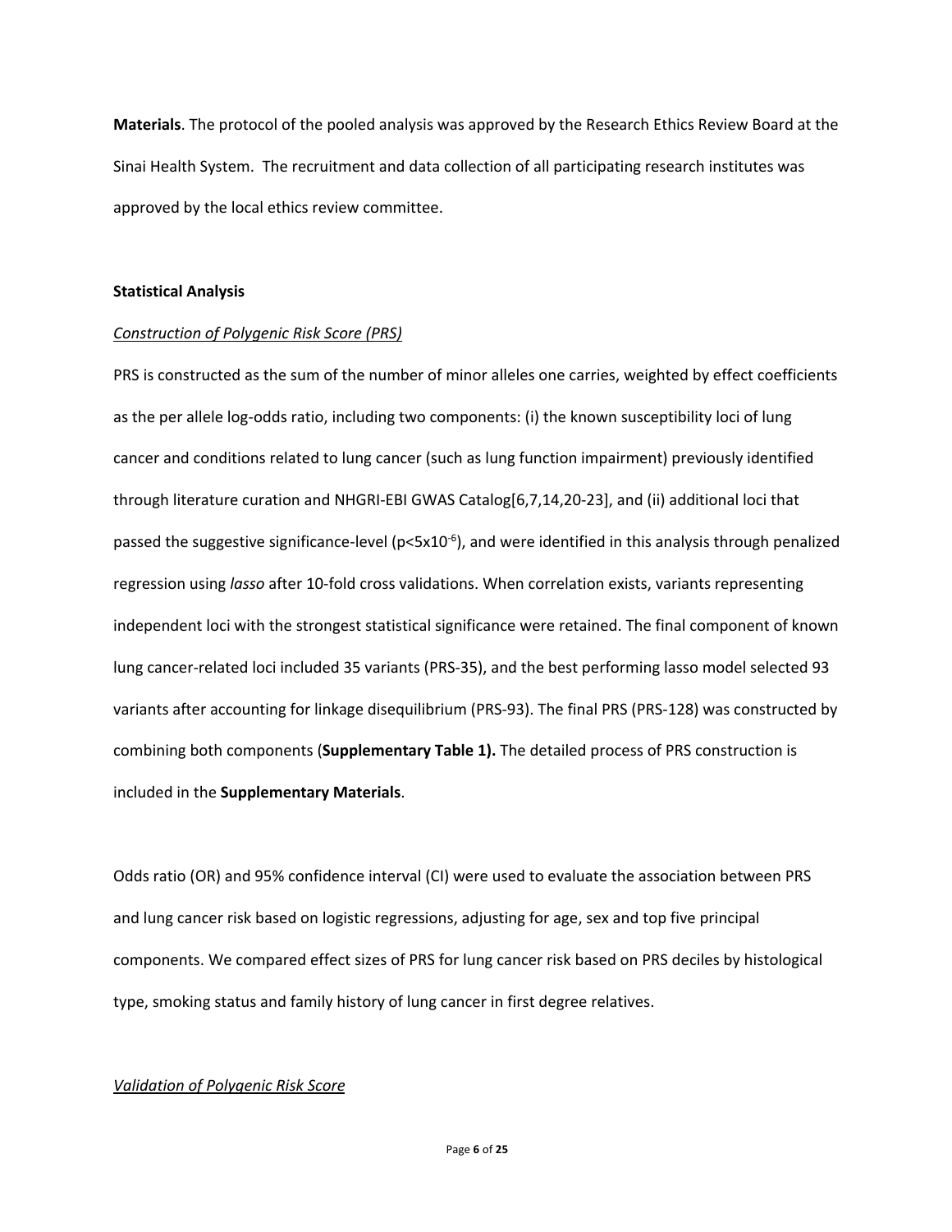**Materials**. The protocol of the pooled analysis was approved by the Research Ethics Review Board at the Sinai Health System. The recruitment and data collection of all participating research institutes was approved by the local ethics review committee.

### Statistical Analysis

#### *Construction of Polygenic Risk Score (PRS)*

PRS is constructed as the sum of the number of minor alleles one carries, weighted by effect coefficients as the per allele log-odds ratio, including two components: (i) the known susceptibility loci of lung cancer and conditions related to lung cancer (such as lung function impairment) previously identified through literature curation and NHGRI-EBI GWAS Catalog[6,7,14,20-23], and (ii) additional loci that passed the suggestive significance-level ($p<5x10^{-6}$), and were identified in this analysis through penalized regression using *lasso* after 10-fold cross validations. When correlation exists, variants representing independent loci with the strongest statistical significance were retained. The final component of known lung cancer-related loci included 35 variants (PRS-35), and the best performing lasso model selected 93 variants after accounting for linkage disequilibrium (PRS-93). The final PRS (PRS-128) was constructed by combining both components (**Supplementary Table 1).** The detailed process of PRS construction is included in the **Supplementary Materials**.

Odds ratio (OR) and 95% confidence interval (CI) were used to evaluate the association between PRS and lung cancer risk based on logistic regressions, adjusting for age, sex and top five principal components. We compared effect sizes of PRS for lung cancer risk based on PRS deciles by histological type, smoking status and family history of lung cancer in first degree relatives.

#### *Validation of Polygenic Risk Score*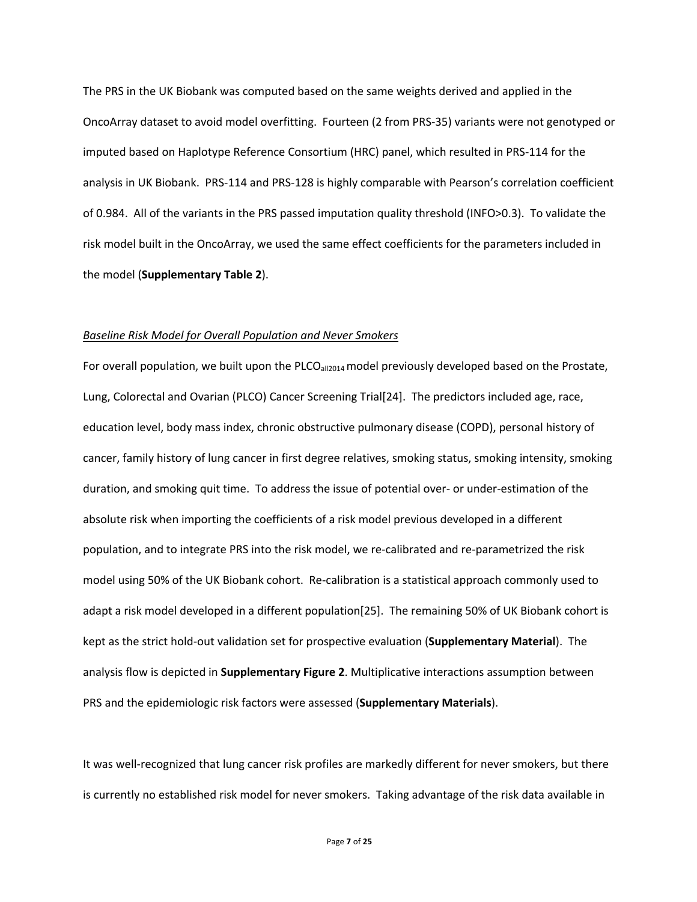The PRS in the UK Biobank was computed based on the same weights derived and applied in the OncoArray dataset to avoid model overfitting. Fourteen (2 from PRS-35) variants were not genotyped or imputed based on Haplotype Reference Consortium (HRC) panel, which resulted in PRS-114 for the analysis in UK Biobank. PRS-114 and PRS-128 is highly comparable with Pearson's correlation coefficient of 0.984. All of the variants in the PRS passed imputation quality threshold (INFO>0.3). To validate the risk model built in the OncoArray, we used the same effect coefficients for the parameters included in the model (**Supplementary Table 2**).

*Baseline Risk Model for Overall Population and Never Smokers*

For overall population, we built upon the $PLCO_{all2014}$ model previously developed based on the Prostate, Lung, Colorectal and Ovarian (PLCO) Cancer Screening Trial[24]. The predictors included age, race, education level, body mass index, chronic obstructive pulmonary disease (COPD), personal history of cancer, family history of lung cancer in first degree relatives, smoking status, smoking intensity, smoking duration, and smoking quit time. To address the issue of potential over- or under-estimation of the absolute risk when importing the coefficients of a risk model previous developed in a different population, and to integrate PRS into the risk model, we re-calibrated and re-parametrized the risk model using 50% of the UK Biobank cohort. Re-calibration is a statistical approach commonly used to adapt a risk model developed in a different population[25]. The remaining 50% of UK Biobank cohort is kept as the strict hold-out validation set for prospective evaluation (**Supplementary Material**). The analysis flow is depicted in **Supplementary Figure 2**. Multiplicative interactions assumption between PRS and the epidemiologic risk factors were assessed (**Supplementary Materials**).

It was well-recognized that lung cancer risk profiles are markedly different for never smokers, but there is currently no established risk model for never smokers. Taking advantage of the risk data available in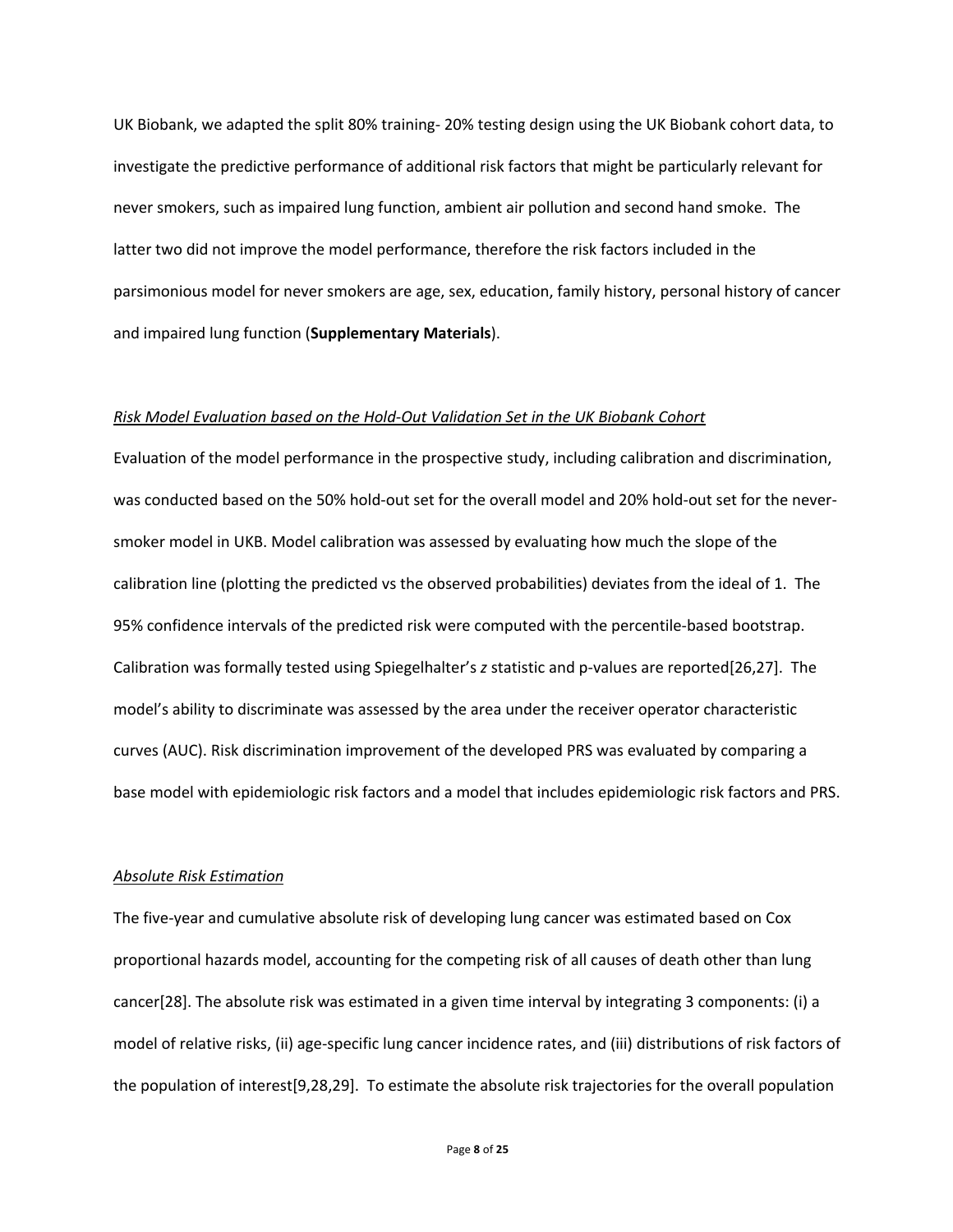UK Biobank, we adapted the split 80% training- 20% testing design using the UK Biobank cohort data, to investigate the predictive performance of additional risk factors that might be particularly relevant for never smokers, such as impaired lung function, ambient air pollution and second hand smoke. The latter two did not improve the model performance, therefore the risk factors included in the parsimonious model for never smokers are age, sex, education, family history, personal history of cancer and impaired lung function (**Supplementary Materials**).

### *Risk Model Evaluation based on the Hold-Out Validation Set in the UK Biobank Cohort*

Evaluation of the model performance in the prospective study, including calibration and discrimination, was conducted based on the 50% hold-out set for the overall model and 20% hold-out set for the never-smoker model in UKB. Model calibration was assessed by evaluating how much the slope of the calibration line (plotting the predicted vs the observed probabilities) deviates from the ideal of 1. The 95% confidence intervals of the predicted risk were computed with the percentile-based bootstrap. Calibration was formally tested using Spiegelhalter's $z$ statistic and p-values are reported[26,27]. The model's ability to discriminate was assessed by the area under the receiver operator characteristic curves (AUC). Risk discrimination improvement of the developed PRS was evaluated by comparing a base model with epidemiologic risk factors and a model that includes epidemiologic risk factors and PRS.

### *Absolute Risk Estimation*

The five-year and cumulative absolute risk of developing lung cancer was estimated based on Cox proportional hazards model, accounting for the competing risk of all causes of death other than lung cancer[28]. The absolute risk was estimated in a given time interval by integrating 3 components: (i) a model of relative risks, (ii) age-specific lung cancer incidence rates, and (iii) distributions of risk factors of the population of interest[9,28,29]. To estimate the absolute risk trajectories for the overall population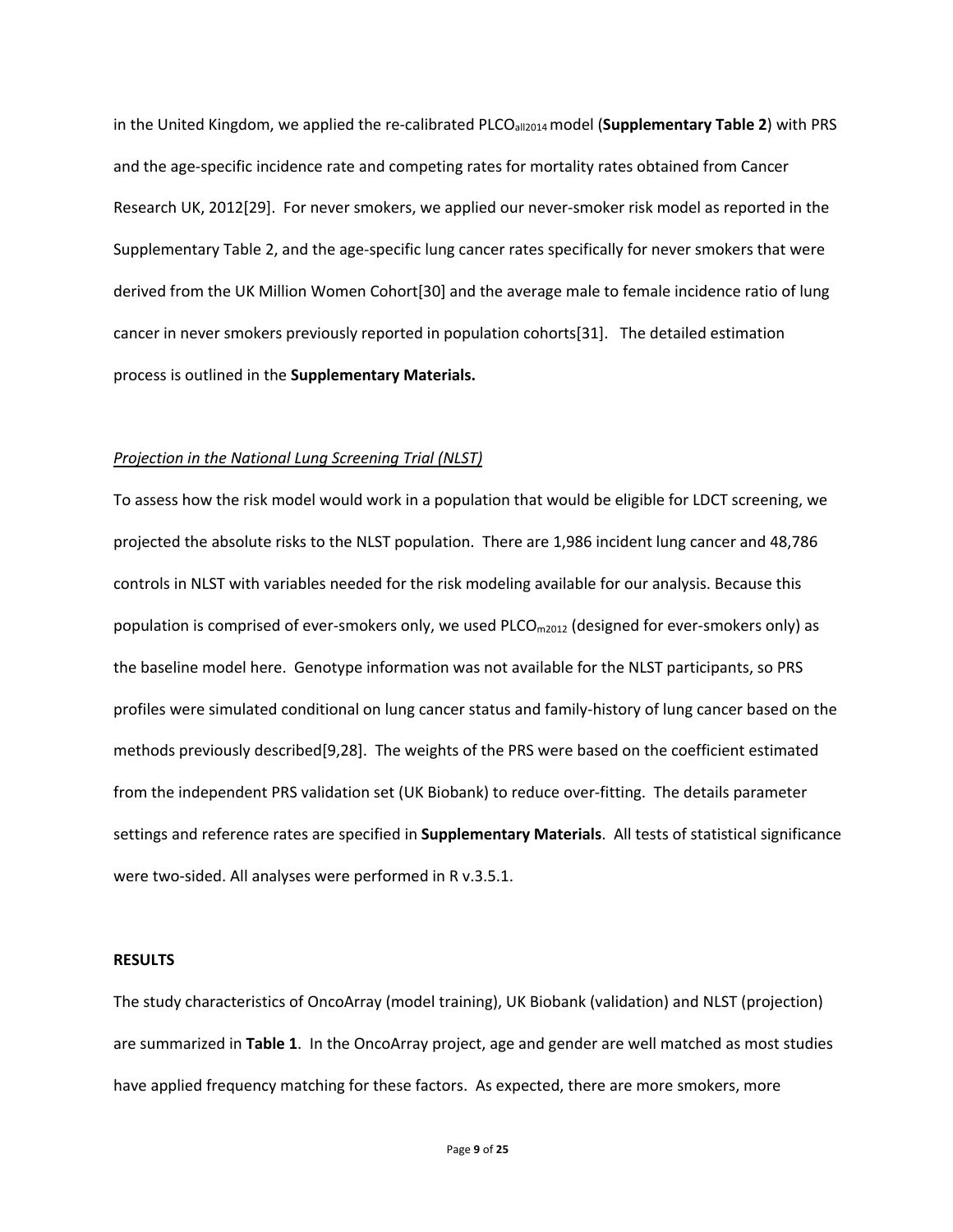in the United Kingdom, we applied the re-calibrated $PLCO_{all2014}$ model (**Supplementary Table 2**) with PRS and the age-specific incidence rate and competing rates for mortality rates obtained from Cancer Research UK, 2012[29]. For never smokers, we applied our never-smoker risk model as reported in the Supplementary Table 2, and the age-specific lung cancer rates specifically for never smokers that were derived from the UK Million Women Cohort[30] and the average male to female incidence ratio of lung cancer in never smokers previously reported in population cohorts[31]. The detailed estimation process is outlined in the **Supplementary Materials.**

*Projection in the National Lung Screening Trial (NLST)*

To assess how the risk model would work in a population that would be eligible for LDCT screening, we projected the absolute risks to the NLST population. There are 1,986 incident lung cancer and 48,786 controls in NLST with variables needed for the risk modeling available for our analysis. Because this population is comprised of ever-smokers only, we used $PLCO_{m2012}$ (designed for ever-smokers only) as the baseline model here. Genotype information was not available for the NLST participants, so PRS profiles were simulated conditional on lung cancer status and family-history of lung cancer based on the methods previously described[9,28]. The weights of the PRS were based on the coefficient estimated from the independent PRS validation set (UK Biobank) to reduce over-fitting. The details parameter settings and reference rates are specified in **Supplementary Materials**. All tests of statistical significance were two-sided. All analyses were performed in R v.3.5.1.

**RESULTS**

The study characteristics of OncoArray (model training), UK Biobank (validation) and NLST (projection) are summarized in **Table 1**. In the OncoArray project, age and gender are well matched as most studies have applied frequency matching for these factors. As expected, there are more smokers, more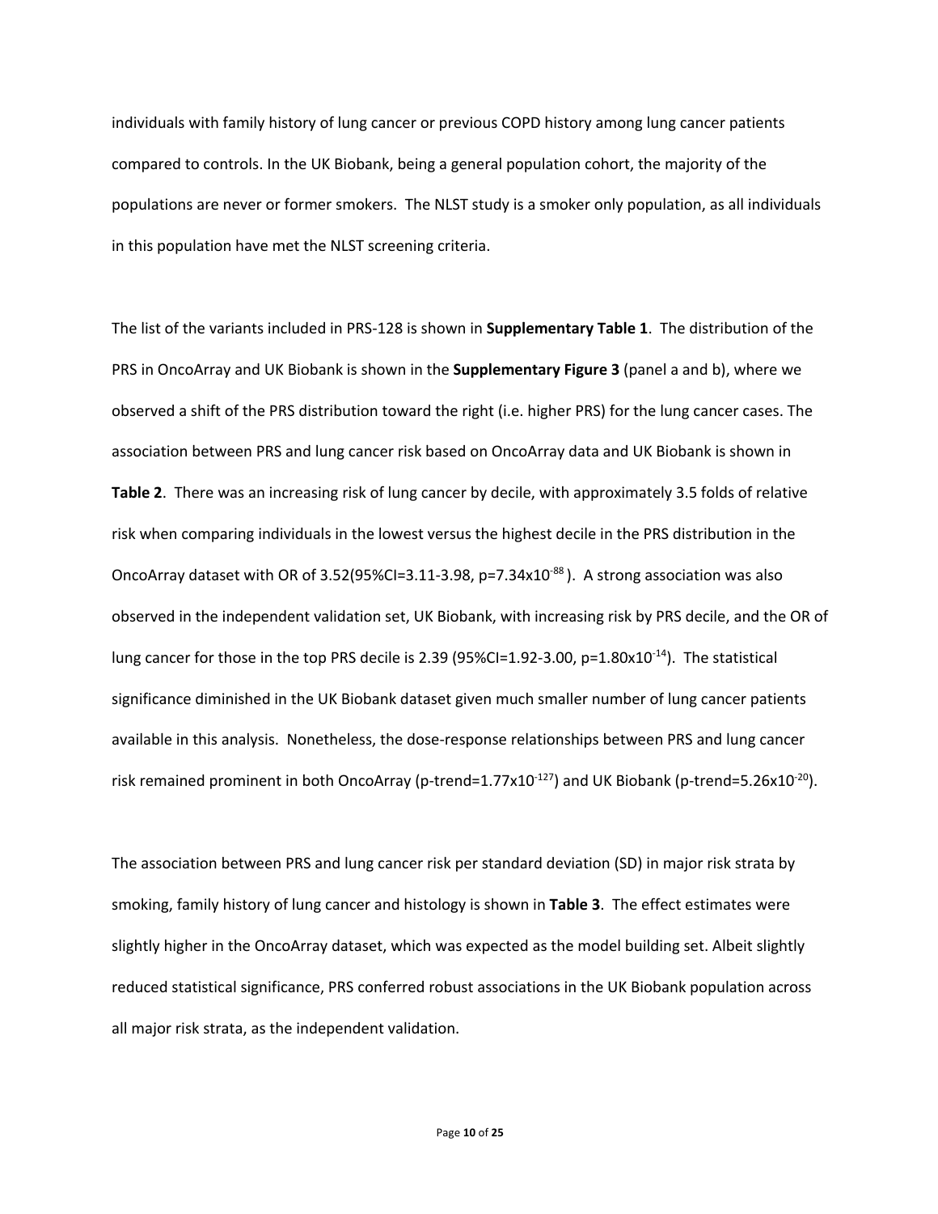individuals with family history of lung cancer or previous COPD history among lung cancer patients compared to controls. In the UK Biobank, being a general population cohort, the majority of the populations are never or former smokers. The NLST study is a smoker only population, as all individuals in this population have met the NLST screening criteria.

The list of the variants included in PRS-128 is shown in **Supplementary Table 1**. The distribution of the PRS in OncoArray and UK Biobank is shown in the **Supplementary Figure 3** (panel a and b), where we observed a shift of the PRS distribution toward the right (i.e. higher PRS) for the lung cancer cases. The association between PRS and lung cancer risk based on OncoArray data and UK Biobank is shown in **Table 2**. There was an increasing risk of lung cancer by decile, with approximately 3.5 folds of relative risk when comparing individuals in the lowest versus the highest decile in the PRS distribution in the OncoArray dataset with OR of 3.52(95%CI=3.11-3.98, p=7.34x$10^{-88}$ ). A strong association was also observed in the independent validation set, UK Biobank, with increasing risk by PRS decile, and the OR of lung cancer for those in the top PRS decile is 2.39 (95%CI=1.92-3.00, p=1.80x$10^{-14}$). The statistical significance diminished in the UK Biobank dataset given much smaller number of lung cancer patients available in this analysis. Nonetheless, the dose-response relationships between PRS and lung cancer risk remained prominent in both OncoArray (p-trend=1.77x$10^{-127}$) and UK Biobank (p-trend=5.26x$10^{-20}$).

The association between PRS and lung cancer risk per standard deviation (SD) in major risk strata by smoking, family history of lung cancer and histology is shown in **Table 3**. The effect estimates were slightly higher in the OncoArray dataset, which was expected as the model building set. Albeit slightly reduced statistical significance, PRS conferred robust associations in the UK Biobank population across all major risk strata, as the independent validation.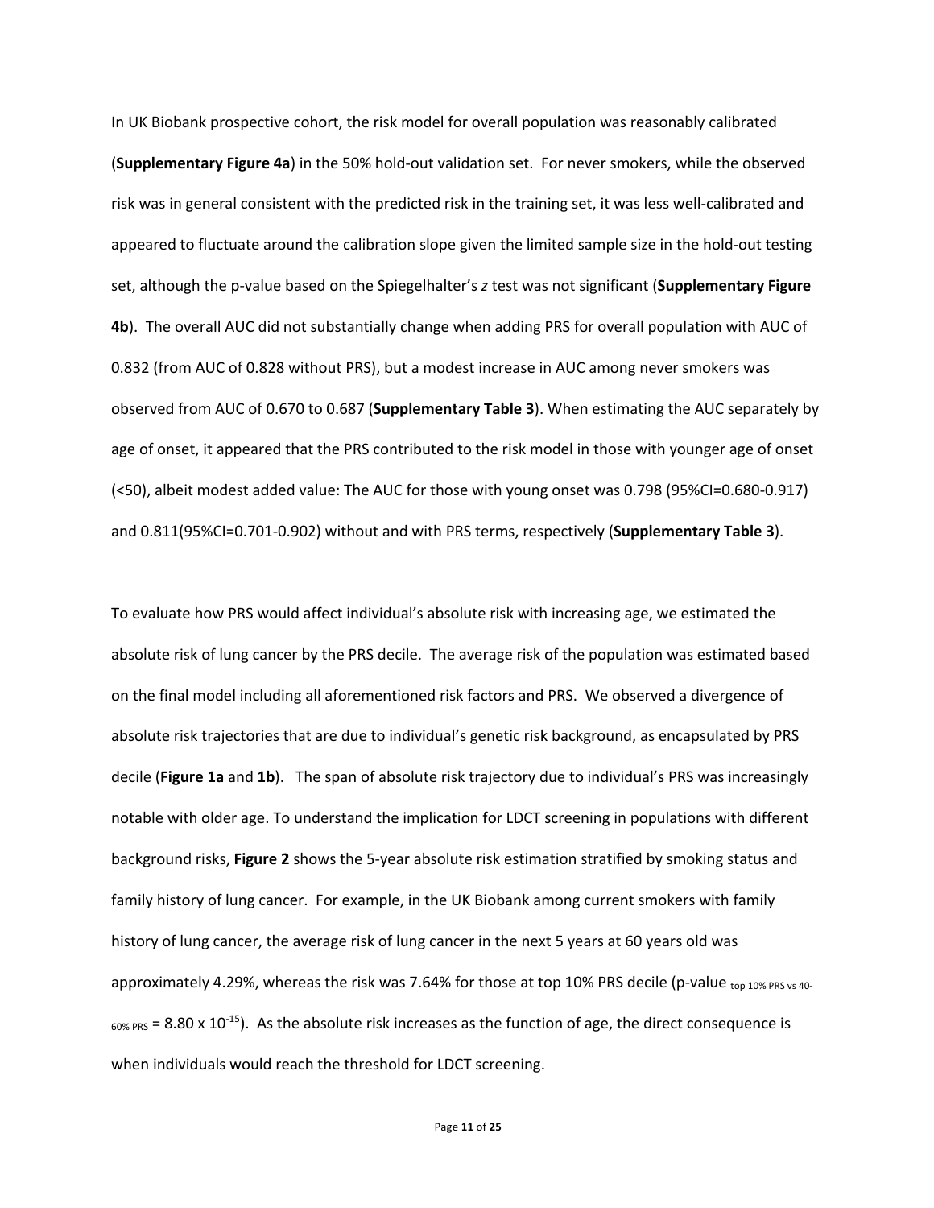In UK Biobank prospective cohort, the risk model for overall population was reasonably calibrated (**Supplementary Figure 4a**) in the 50% hold-out validation set. For never smokers, while the observed risk was in general consistent with the predicted risk in the training set, it was less well-calibrated and appeared to fluctuate around the calibration slope given the limited sample size in the hold-out testing set, although the p-value based on the Spiegelhalter's *z* test was not significant (**Supplementary Figure 4b**). The overall AUC did not substantially change when adding PRS for overall population with AUC of 0.832 (from AUC of 0.828 without PRS), but a modest increase in AUC among never smokers was observed from AUC of 0.670 to 0.687 (**Supplementary Table 3**). When estimating the AUC separately by age of onset, it appeared that the PRS contributed to the risk model in those with younger age of onset (<50), albeit modest added value: The AUC for those with young onset was 0.798 (95%CI=0.680-0.917) and 0.811(95%CI=0.701-0.902) without and with PRS terms, respectively (**Supplementary Table 3**).

To evaluate how PRS would affect individual's absolute risk with increasing age, we estimated the absolute risk of lung cancer by the PRS decile. The average risk of the population was estimated based on the final model including all aforementioned risk factors and PRS. We observed a divergence of absolute risk trajectories that are due to individual's genetic risk background, as encapsulated by PRS decile (**Figure 1a** and **1b**). The span of absolute risk trajectory due to individual's PRS was increasingly notable with older age. To understand the implication for LDCT screening in populations with different background risks, **Figure 2** shows the 5-year absolute risk estimation stratified by smoking status and family history of lung cancer. For example, in the UK Biobank among current smokers with family history of lung cancer, the average risk of lung cancer in the next 5 years at 60 years old was approximately 4.29%, whereas the risk was 7.64% for those at top 10% PRS decile ($\text{p-value}_{\text{top 10\% PRS vs 40-60\% PRS}} = 8.80 \times 10^{-15}$). As the absolute risk increases as the function of age, the direct consequence is when individuals would reach the threshold for LDCT screening.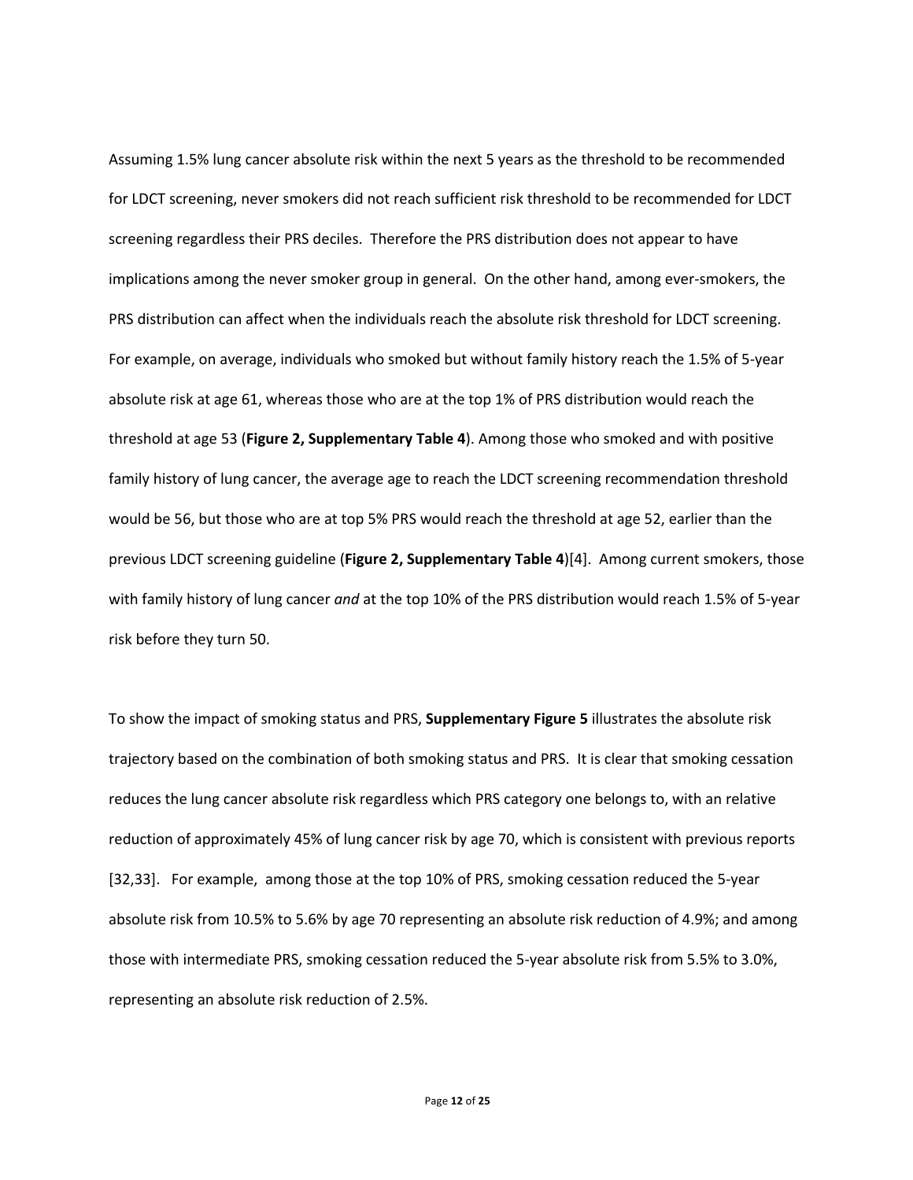Assuming 1.5% lung cancer absolute risk within the next 5 years as the threshold to be recommended for LDCT screening, never smokers did not reach sufficient risk threshold to be recommended for LDCT screening regardless their PRS deciles. Therefore the PRS distribution does not appear to have implications among the never smoker group in general. On the other hand, among ever-smokers, the PRS distribution can affect when the individuals reach the absolute risk threshold for LDCT screening. For example, on average, individuals who smoked but without family history reach the 1.5% of 5-year absolute risk at age 61, whereas those who are at the top 1% of PRS distribution would reach the threshold at age 53 (**Figure 2, Supplementary Table 4**). Among those who smoked and with positive family history of lung cancer, the average age to reach the LDCT screening recommendation threshold would be 56, but those who are at top 5% PRS would reach the threshold at age 52, earlier than the previous LDCT screening guideline (**Figure 2, Supplementary Table 4**)[4]. Among current smokers, those with family history of lung cancer *and* at the top 10% of the PRS distribution would reach 1.5% of 5-year risk before they turn 50.

To show the impact of smoking status and PRS, **Supplementary Figure 5** illustrates the absolute risk trajectory based on the combination of both smoking status and PRS. It is clear that smoking cessation reduces the lung cancer absolute risk regardless which PRS category one belongs to, with an relative reduction of approximately 45% of lung cancer risk by age 70, which is consistent with previous reports [32,33]. For example, among those at the top 10% of PRS, smoking cessation reduced the 5-year absolute risk from 10.5% to 5.6% by age 70 representing an absolute risk reduction of 4.9%; and among those with intermediate PRS, smoking cessation reduced the 5-year absolute risk from 5.5% to 3.0%, representing an absolute risk reduction of 2.5%.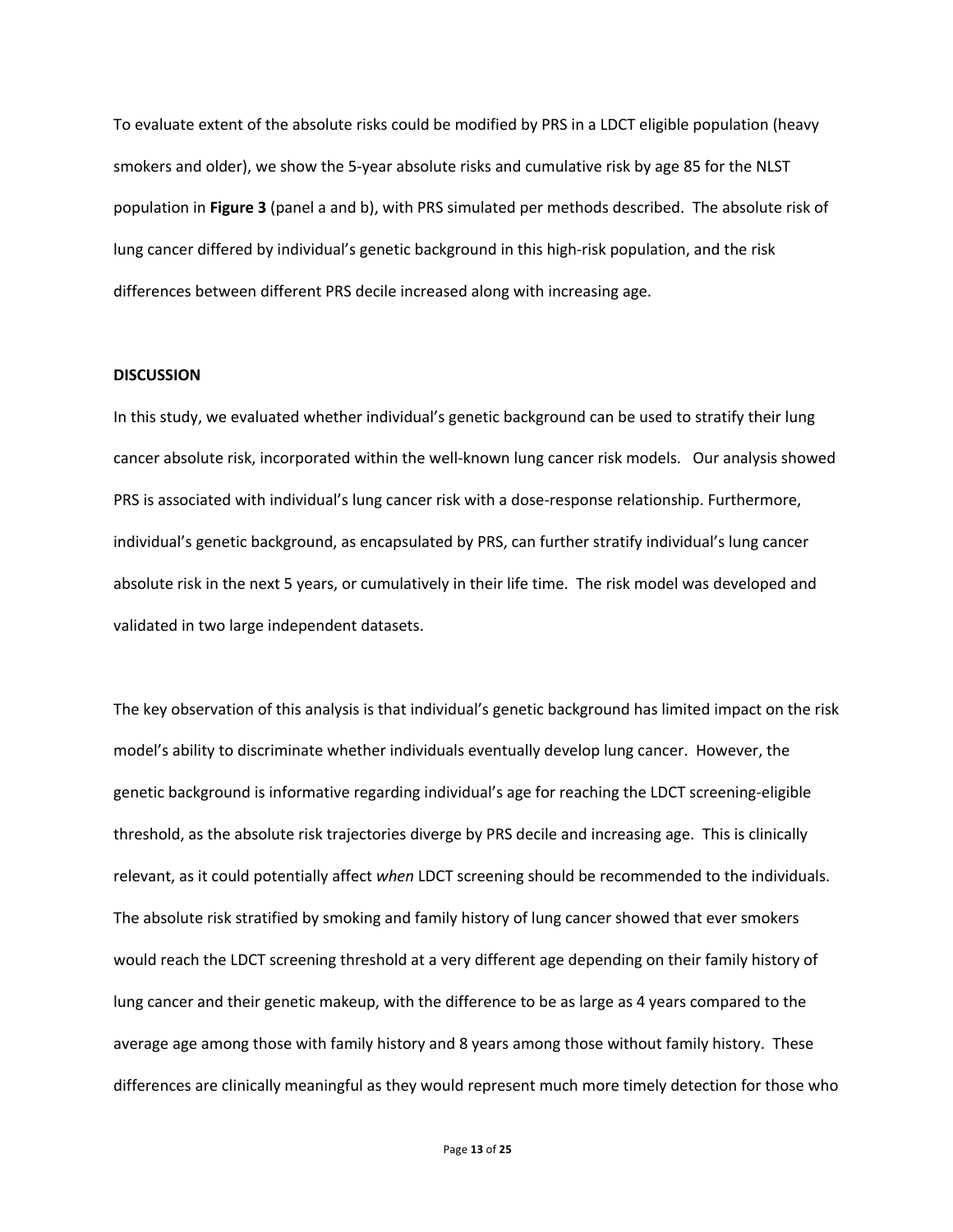To evaluate extent of the absolute risks could be modified by PRS in a LDCT eligible population (heavy smokers and older), we show the 5-year absolute risks and cumulative risk by age 85 for the NLST population in **Figure 3** (panel a and b), with PRS simulated per methods described. The absolute risk of lung cancer differed by individual's genetic background in this high-risk population, and the risk differences between different PRS decile increased along with increasing age.

**DISCUSSION**

In this study, we evaluated whether individual's genetic background can be used to stratify their lung cancer absolute risk, incorporated within the well-known lung cancer risk models. Our analysis showed PRS is associated with individual's lung cancer risk with a dose-response relationship. Furthermore, individual's genetic background, as encapsulated by PRS, can further stratify individual's lung cancer absolute risk in the next 5 years, or cumulatively in their life time. The risk model was developed and validated in two large independent datasets.

The key observation of this analysis is that individual's genetic background has limited impact on the risk model's ability to discriminate whether individuals eventually develop lung cancer. However, the genetic background is informative regarding individual's age for reaching the LDCT screening-eligible threshold, as the absolute risk trajectories diverge by PRS decile and increasing age. This is clinically relevant, as it could potentially affect *when* LDCT screening should be recommended to the individuals. The absolute risk stratified by smoking and family history of lung cancer showed that ever smokers would reach the LDCT screening threshold at a very different age depending on their family history of lung cancer and their genetic makeup, with the difference to be as large as 4 years compared to the average age among those with family history and 8 years among those without family history. These differences are clinically meaningful as they would represent much more timely detection for those who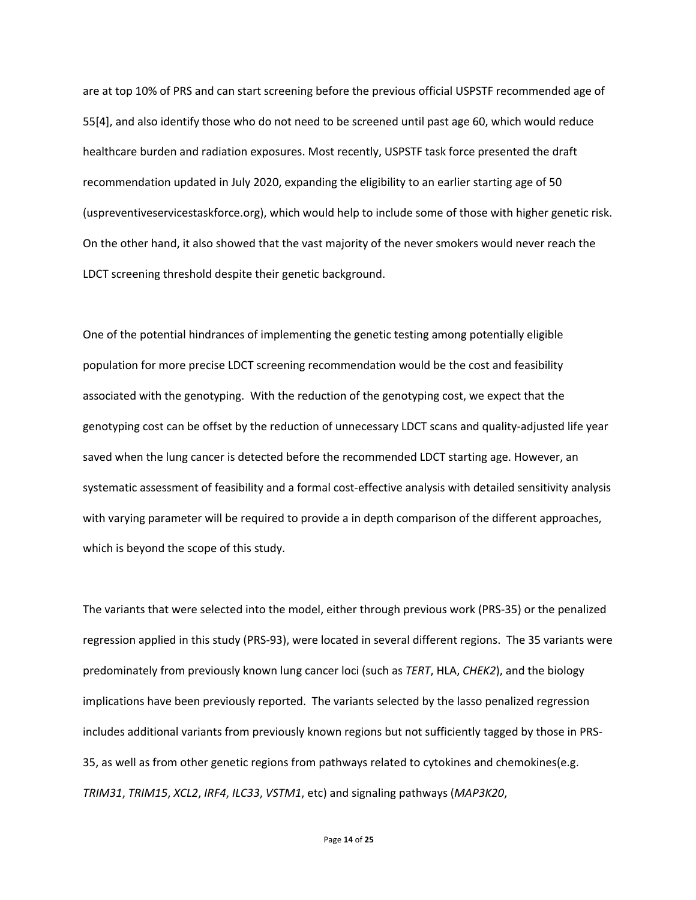are at top 10% of PRS and can start screening before the previous official USPSTF recommended age of 55[4], and also identify those who do not need to be screened until past age 60, which would reduce healthcare burden and radiation exposures. Most recently, USPSTF task force presented the draft recommendation updated in July 2020, expanding the eligibility to an earlier starting age of 50 (uspreventiveservicestaskforce.org), which would help to include some of those with higher genetic risk. On the other hand, it also showed that the vast majority of the never smokers would never reach the LDCT screening threshold despite their genetic background.

One of the potential hindrances of implementing the genetic testing among potentially eligible population for more precise LDCT screening recommendation would be the cost and feasibility associated with the genotyping. With the reduction of the genotyping cost, we expect that the genotyping cost can be offset by the reduction of unnecessary LDCT scans and quality-adjusted life year saved when the lung cancer is detected before the recommended LDCT starting age. However, an systematic assessment of feasibility and a formal cost-effective analysis with detailed sensitivity analysis with varying parameter will be required to provide a in depth comparison of the different approaches, which is beyond the scope of this study.

The variants that were selected into the model, either through previous work (PRS-35) or the penalized regression applied in this study (PRS-93), were located in several different regions. The 35 variants were predominately from previously known lung cancer loci (such as *TERT*, HLA, *CHEK2*), and the biology implications have been previously reported. The variants selected by the lasso penalized regression includes additional variants from previously known regions but not sufficiently tagged by those in PRS-35, as well as from other genetic regions from pathways related to cytokines and chemokines(e.g. *TRIM31*, *TRIM15*, *XCL2*, *IRF4*, *ILC33*, *VSTM1*, etc) and signaling pathways (*MAP3K20*,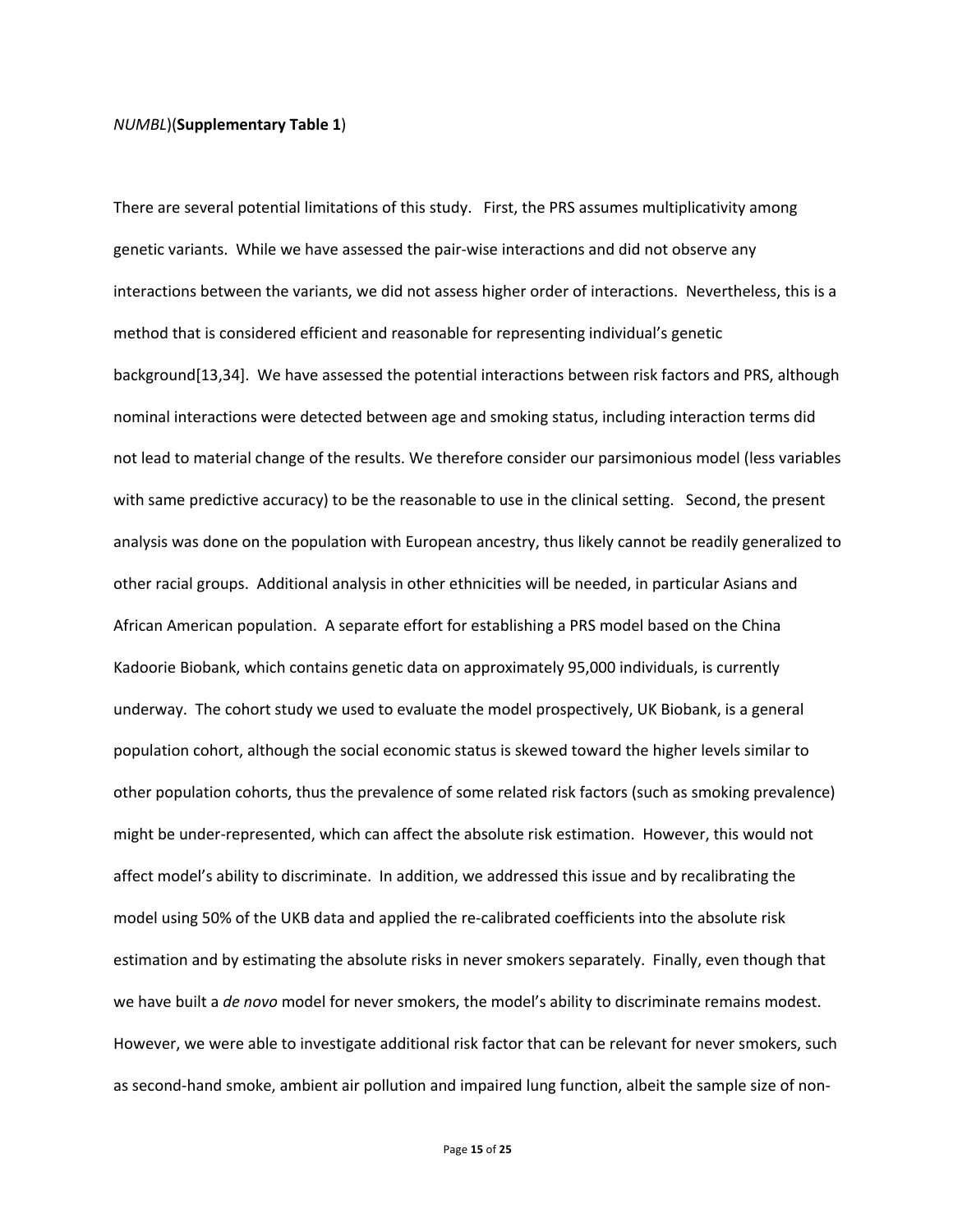*NUMBL*)(**Supplementary Table 1**)

There are several potential limitations of this study. First, the PRS assumes multiplicativity among genetic variants. While we have assessed the pair-wise interactions and did not observe any interactions between the variants, we did not assess higher order of interactions. Nevertheless, this is a method that is considered efficient and reasonable for representing individual's genetic background[13,34]. We have assessed the potential interactions between risk factors and PRS, although nominal interactions were detected between age and smoking status, including interaction terms did not lead to material change of the results. We therefore consider our parsimonious model (less variables with same predictive accuracy) to be the reasonable to use in the clinical setting. Second, the present analysis was done on the population with European ancestry, thus likely cannot be readily generalized to other racial groups. Additional analysis in other ethnicities will be needed, in particular Asians and African American population. A separate effort for establishing a PRS model based on the China Kadoorie Biobank, which contains genetic data on approximately 95,000 individuals, is currently underway. The cohort study we used to evaluate the model prospectively, UK Biobank, is a general population cohort, although the social economic status is skewed toward the higher levels similar to other population cohorts, thus the prevalence of some related risk factors (such as smoking prevalence) might be under-represented, which can affect the absolute risk estimation. However, this would not affect model's ability to discriminate. In addition, we addressed this issue and by recalibrating the model using 50% of the UKB data and applied the re-calibrated coefficients into the absolute risk estimation and by estimating the absolute risks in never smokers separately. Finally, even though that we have built a *de novo* model for never smokers, the model's ability to discriminate remains modest. However, we were able to investigate additional risk factor that can be relevant for never smokers, such as second-hand smoke, ambient air pollution and impaired lung function, albeit the sample size of non-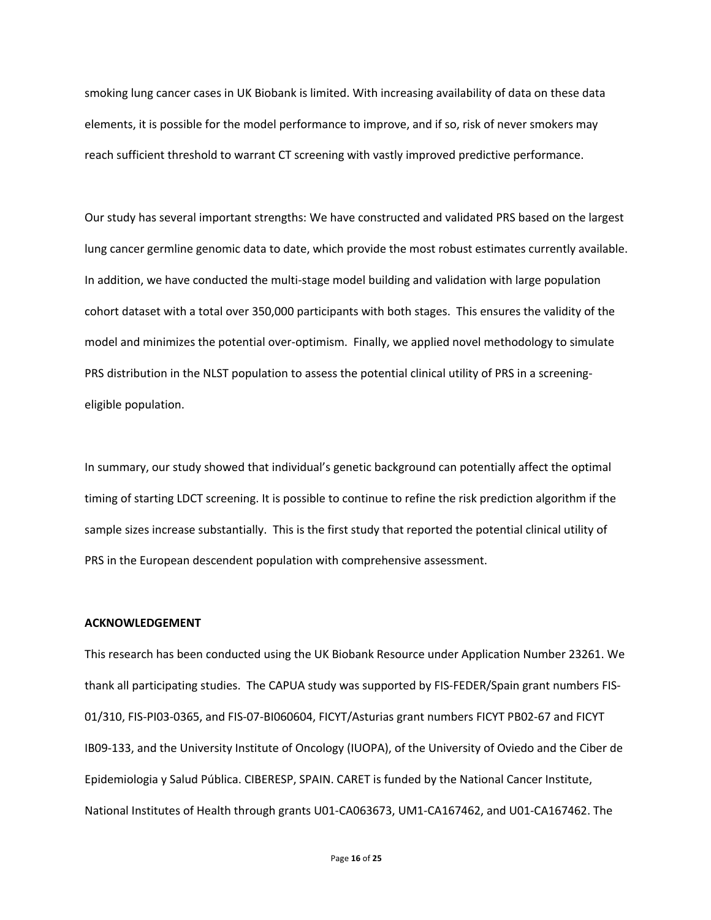smoking lung cancer cases in UK Biobank is limited. With increasing availability of data on these data elements, it is possible for the model performance to improve, and if so, risk of never smokers may reach sufficient threshold to warrant CT screening with vastly improved predictive performance.

Our study has several important strengths: We have constructed and validated PRS based on the largest lung cancer germline genomic data to date, which provide the most robust estimates currently available. In addition, we have conducted the multi-stage model building and validation with large population cohort dataset with a total over 350,000 participants with both stages. This ensures the validity of the model and minimizes the potential over-optimism. Finally, we applied novel methodology to simulate PRS distribution in the NLST population to assess the potential clinical utility of PRS in a screening-eligible population.

In summary, our study showed that individual's genetic background can potentially affect the optimal timing of starting LDCT screening. It is possible to continue to refine the risk prediction algorithm if the sample sizes increase substantially. This is the first study that reported the potential clinical utility of PRS in the European descendent population with comprehensive assessment.

**ACKNOWLEDGEMENT**

This research has been conducted using the UK Biobank Resource under Application Number 23261. We thank all participating studies. The CAPUA study was supported by FIS-FEDER/Spain grant numbers FIS-01/310, FIS-PI03-0365, and FIS-07-BI060604, FICYT/Asturias grant numbers FICYT PB02-67 and FICYT IB09-133, and the University Institute of Oncology (IUOPA), of the University of Oviedo and the Ciber de Epidemiologia y Salud Pública. CIBERESP, SPAIN. CARET is funded by the National Cancer Institute, National Institutes of Health through grants U01-CA063673, UM1-CA167462, and U01-CA167462. The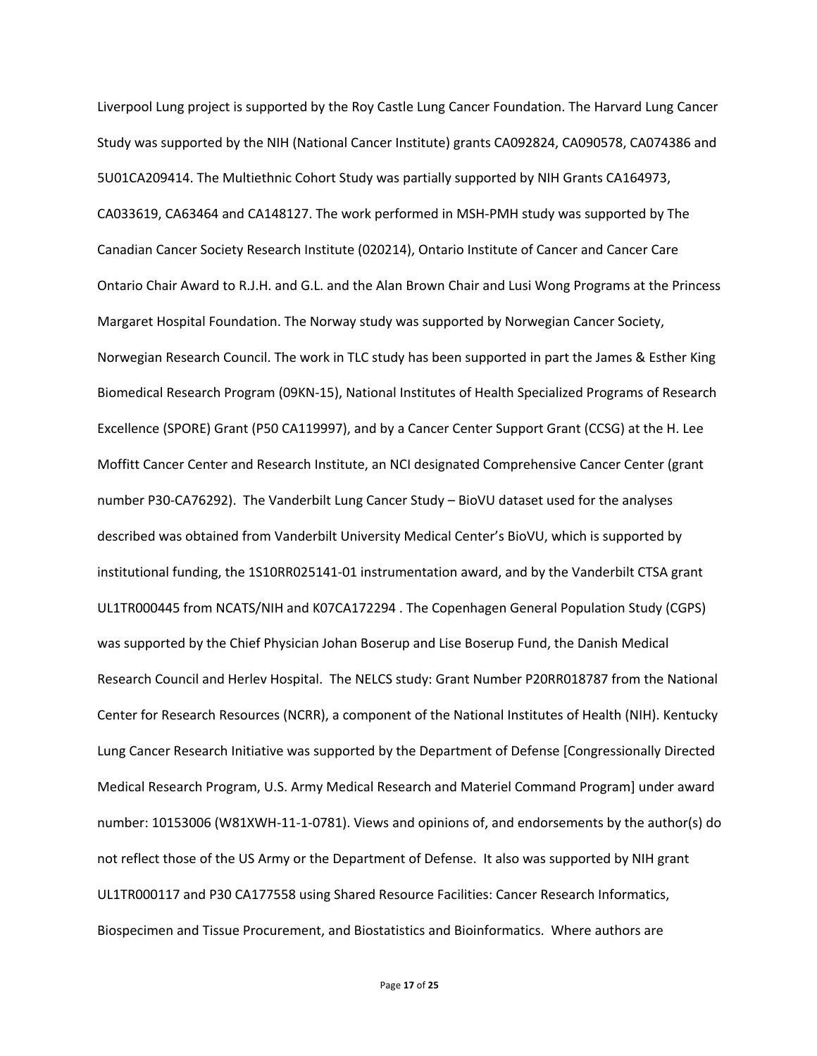Liverpool Lung project is supported by the Roy Castle Lung Cancer Foundation. The Harvard Lung Cancer Study was supported by the NIH (National Cancer Institute) grants CA092824, CA090578, CA074386 and 5U01CA209414. The Multiethnic Cohort Study was partially supported by NIH Grants CA164973, CA033619, CA63464 and CA148127. The work performed in MSH-PMH study was supported by The Canadian Cancer Society Research Institute (020214), Ontario Institute of Cancer and Cancer Care Ontario Chair Award to R.J.H. and G.L. and the Alan Brown Chair and Lusi Wong Programs at the Princess Margaret Hospital Foundation. The Norway study was supported by Norwegian Cancer Society, Norwegian Research Council. The work in TLC study has been supported in part the James & Esther King Biomedical Research Program (09KN-15), National Institutes of Health Specialized Programs of Research Excellence (SPORE) Grant (P50 CA119997), and by a Cancer Center Support Grant (CCSG) at the H. Lee Moffitt Cancer Center and Research Institute, an NCI designated Comprehensive Cancer Center (grant number P30-CA76292). The Vanderbilt Lung Cancer Study – BioVU dataset used for the analyses described was obtained from Vanderbilt University Medical Center's BioVU, which is supported by institutional funding, the 1S10RR025141-01 instrumentation award, and by the Vanderbilt CTSA grant UL1TR000445 from NCATS/NIH and K07CA172294 . The Copenhagen General Population Study (CGPS) was supported by the Chief Physician Johan Boserup and Lise Boserup Fund, the Danish Medical Research Council and Herlev Hospital. The NELCS study: Grant Number P20RR018787 from the National Center for Research Resources (NCRR), a component of the National Institutes of Health (NIH). Kentucky Lung Cancer Research Initiative was supported by the Department of Defense [Congressionally Directed Medical Research Program, U.S. Army Medical Research and Materiel Command Program] under award number: 10153006 (W81XWH-11-1-0781). Views and opinions of, and endorsements by the author(s) do not reflect those of the US Army or the Department of Defense. It also was supported by NIH grant UL1TR000117 and P30 CA177558 using Shared Resource Facilities: Cancer Research Informatics, Biospecimen and Tissue Procurement, and Biostatistics and Bioinformatics. Where authors are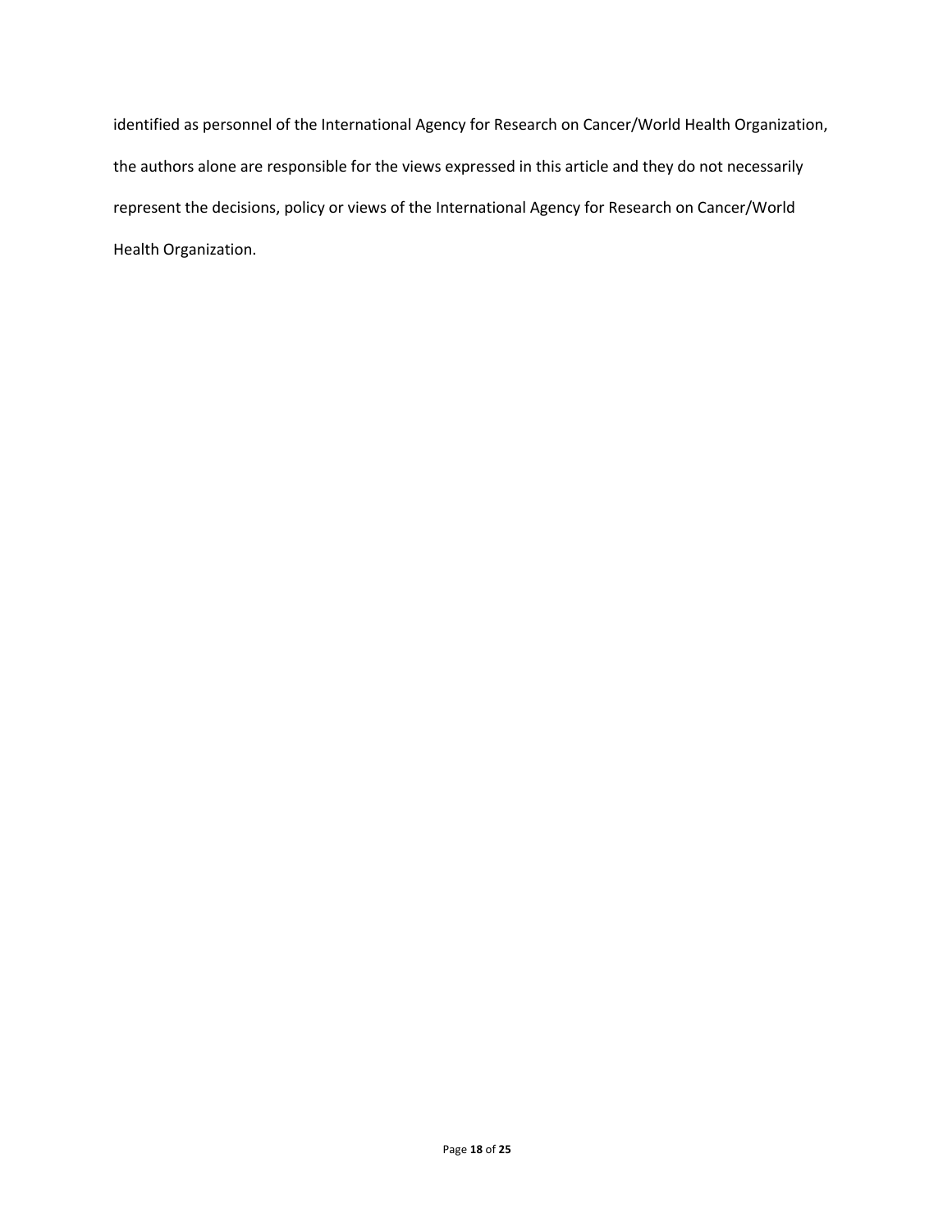identified as personnel of the International Agency for Research on Cancer/World Health Organization, the authors alone are responsible for the views expressed in this article and they do not necessarily represent the decisions, policy or views of the International Agency for Research on Cancer/World Health Organization.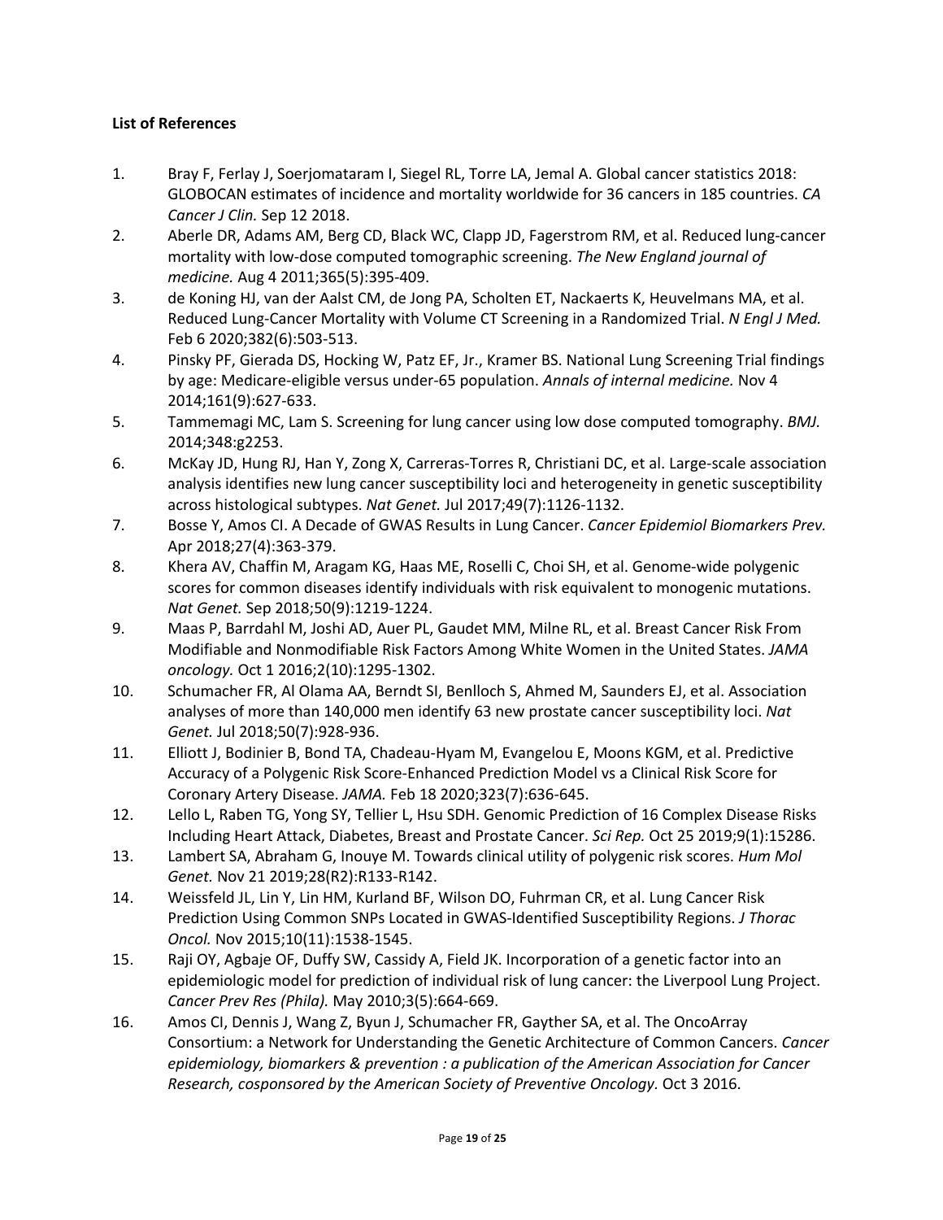**List of References**

1. Bray F, Ferlay J, Soerjomataram I, Siegel RL, Torre LA, Jemal A. Global cancer statistics 2018: GLOBOCAN estimates of incidence and mortality worldwide for 36 cancers in 185 countries. *CA Cancer J Clin.* Sep 12 2018.
2. Aberle DR, Adams AM, Berg CD, Black WC, Clapp JD, Fagerstrom RM, et al. Reduced lung-cancer mortality with low-dose computed tomographic screening. *The New England journal of medicine.* Aug 4 2011;365(5):395-409.
3. de Koning HJ, van der Aalst CM, de Jong PA, Scholten ET, Nackaerts K, Heuvelmans MA, et al. Reduced Lung-Cancer Mortality with Volume CT Screening in a Randomized Trial. *N Engl J Med.* Feb 6 2020;382(6):503-513.
4. Pinsky PF, Gierada DS, Hocking W, Patz EF, Jr., Kramer BS. National Lung Screening Trial findings by age: Medicare-eligible versus under-65 population. *Annals of internal medicine.* Nov 4 2014;161(9):627-633.
5. Tammemagi MC, Lam S. Screening for lung cancer using low dose computed tomography. *BMJ.* 2014;348:g2253.
6. McKay JD, Hung RJ, Han Y, Zong X, Carreras-Torres R, Christiani DC, et al. Large-scale association analysis identifies new lung cancer susceptibility loci and heterogeneity in genetic susceptibility across histological subtypes. *Nat Genet.* Jul 2017;49(7):1126-1132.
7. Bosse Y, Amos CI. A Decade of GWAS Results in Lung Cancer. *Cancer Epidemiol Biomarkers Prev.* Apr 2018;27(4):363-379.
8. Khera AV, Chaffin M, Aragam KG, Haas ME, Roselli C, Choi SH, et al. Genome-wide polygenic scores for common diseases identify individuals with risk equivalent to monogenic mutations. *Nat Genet.* Sep 2018;50(9):1219-1224.
9. Maas P, Barrdahl M, Joshi AD, Auer PL, Gaudet MM, Milne RL, et al. Breast Cancer Risk From Modifiable and Nonmodifiable Risk Factors Among White Women in the United States. *JAMA oncology.* Oct 1 2016;2(10):1295-1302.
10. Schumacher FR, Al Olama AA, Berndt SI, Benlloch S, Ahmed M, Saunders EJ, et al. Association analyses of more than 140,000 men identify 63 new prostate cancer susceptibility loci. *Nat Genet.* Jul 2018;50(7):928-936.
11. Elliott J, Bodinier B, Bond TA, Chadeau-Hyam M, Evangelou E, Moons KGM, et al. Predictive Accuracy of a Polygenic Risk Score-Enhanced Prediction Model vs a Clinical Risk Score for Coronary Artery Disease. *JAMA.* Feb 18 2020;323(7):636-645.
12. Lello L, Raben TG, Yong SY, Tellier L, Hsu SDH. Genomic Prediction of 16 Complex Disease Risks Including Heart Attack, Diabetes, Breast and Prostate Cancer. *Sci Rep.* Oct 25 2019;9(1):15286.
13. Lambert SA, Abraham G, Inouye M. Towards clinical utility of polygenic risk scores. *Hum Mol Genet.* Nov 21 2019;28(R2):R133-R142.
14. Weissfeld JL, Lin Y, Lin HM, Kurland BF, Wilson DO, Fuhrman CR, et al. Lung Cancer Risk Prediction Using Common SNPs Located in GWAS-Identified Susceptibility Regions. *J Thorac Oncol.* Nov 2015;10(11):1538-1545.
15. Raji OY, Agbaje OF, Duffy SW, Cassidy A, Field JK. Incorporation of a genetic factor into an epidemiologic model for prediction of individual risk of lung cancer: the Liverpool Lung Project. *Cancer Prev Res (Phila).* May 2010;3(5):664-669.
16. Amos CI, Dennis J, Wang Z, Byun J, Schumacher FR, Gayther SA, et al. The OncoArray Consortium: a Network for Understanding the Genetic Architecture of Common Cancers. *Cancer epidemiology, biomarkers & prevention : a publication of the American Association for Cancer Research, cosponsored by the American Society of Preventive Oncology.* Oct 3 2016.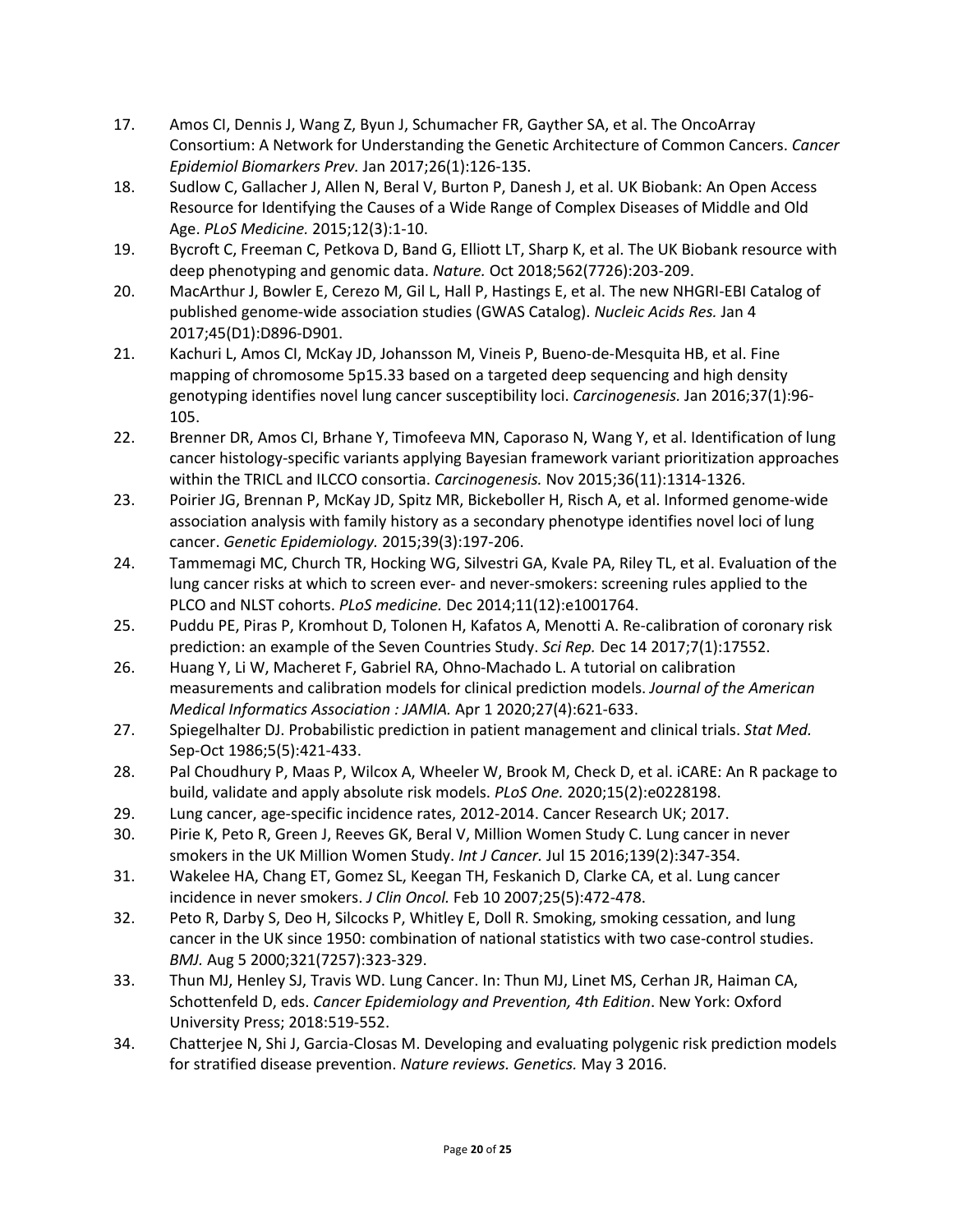17. Amos CI, Dennis J, Wang Z, Byun J, Schumacher FR, Gayther SA, et al. The OncoArray Consortium: A Network for Understanding the Genetic Architecture of Common Cancers. *Cancer Epidemiol Biomarkers Prev.* Jan 2017;26(1):126-135.
18. Sudlow C, Gallacher J, Allen N, Beral V, Burton P, Danesh J, et al. UK Biobank: An Open Access Resource for Identifying the Causes of a Wide Range of Complex Diseases of Middle and Old Age. *PLoS Medicine.* 2015;12(3):1-10.
19. Bycroft C, Freeman C, Petkova D, Band G, Elliott LT, Sharp K, et al. The UK Biobank resource with deep phenotyping and genomic data. *Nature.* Oct 2018;562(7726):203-209.
20. MacArthur J, Bowler E, Cerezo M, Gil L, Hall P, Hastings E, et al. The new NHGRI-EBI Catalog of published genome-wide association studies (GWAS Catalog). *Nucleic Acids Res.* Jan 4 2017;45(D1):D896-D901.
21. Kachuri L, Amos CI, McKay JD, Johansson M, Vineis P, Bueno-de-Mesquita HB, et al. Fine mapping of chromosome 5p15.33 based on a targeted deep sequencing and high density genotyping identifies novel lung cancer susceptibility loci. *Carcinogenesis.* Jan 2016;37(1):96-105.
22. Brenner DR, Amos CI, Brhane Y, Timofeeva MN, Caporaso N, Wang Y, et al. Identification of lung cancer histology-specific variants applying Bayesian framework variant prioritization approaches within the TRICL and ILCCO consortia. *Carcinogenesis.* Nov 2015;36(11):1314-1326.
23. Poirier JG, Brennan P, McKay JD, Spitz MR, Bickeboller H, Risch A, et al. Informed genome-wide association analysis with family history as a secondary phenotype identifies novel loci of lung cancer. *Genetic Epidemiology.* 2015;39(3):197-206.
24. Tammemagi MC, Church TR, Hocking WG, Silvestri GA, Kvale PA, Riley TL, et al. Evaluation of the lung cancer risks at which to screen ever- and never-smokers: screening rules applied to the PLCO and NLST cohorts. *PLoS medicine.* Dec 2014;11(12):e1001764.
25. Puddu PE, Piras P, Kromhout D, Tolonen H, Kafatos A, Menotti A. Re-calibration of coronary risk prediction: an example of the Seven Countries Study. *Sci Rep.* Dec 14 2017;7(1):17552.
26. Huang Y, Li W, Macheret F, Gabriel RA, Ohno-Machado L. A tutorial on calibration measurements and calibration models for clinical prediction models. *Journal of the American Medical Informatics Association : JAMIA.* Apr 1 2020;27(4):621-633.
27. Spiegelhalter DJ. Probabilistic prediction in patient management and clinical trials. *Stat Med.* Sep-Oct 1986;5(5):421-433.
28. Pal Choudhury P, Maas P, Wilcox A, Wheeler W, Brook M, Check D, et al. iCARE: An R package to build, validate and apply absolute risk models. *PLoS One.* 2020;15(2):e0228198.
29. Lung cancer, age-specific incidence rates, 2012-2014. Cancer Research UK; 2017.
30. Pirie K, Peto R, Green J, Reeves GK, Beral V, Million Women Study C. Lung cancer in never smokers in the UK Million Women Study. *Int J Cancer.* Jul 15 2016;139(2):347-354.
31. Wakelee HA, Chang ET, Gomez SL, Keegan TH, Feskanich D, Clarke CA, et al. Lung cancer incidence in never smokers. *J Clin Oncol.* Feb 10 2007;25(5):472-478.
32. Peto R, Darby S, Deo H, Silcocks P, Whitley E, Doll R. Smoking, smoking cessation, and lung cancer in the UK since 1950: combination of national statistics with two case-control studies. *BMJ.* Aug 5 2000;321(7257):323-329.
33. Thun MJ, Henley SJ, Travis WD. Lung Cancer. In: Thun MJ, Linet MS, Cerhan JR, Haiman CA, Schottenfeld D, eds. *Cancer Epidemiology and Prevention, 4th Edition*. New York: Oxford University Press; 2018:519-552.
34. Chatterjee N, Shi J, Garcia-Closas M. Developing and evaluating polygenic risk prediction models for stratified disease prevention. *Nature reviews. Genetics.* May 3 2016.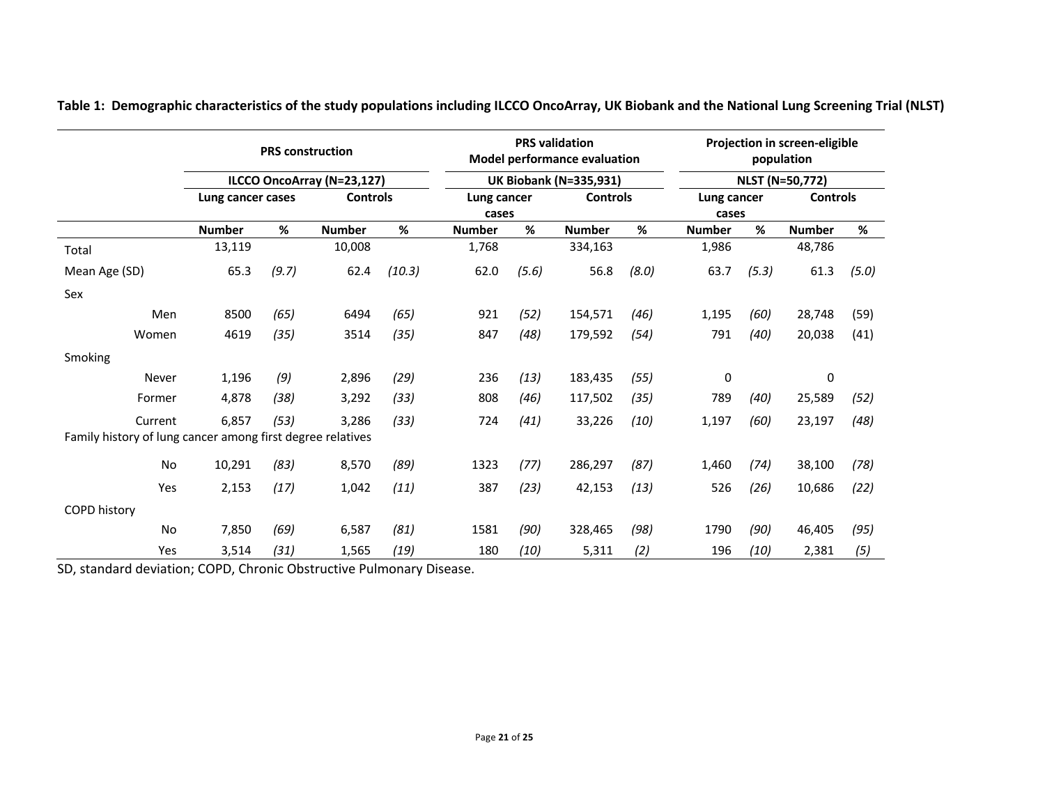**Table 1: Demographic characteristics of the study populations including ILCCO OncoArray, UK Biobank and the National Lung Screening Trial (NLST)**

| | PRS construction | | | | PRS validation Model performance evaluation | | | | Projection in screen-eligible population | | | |
|---|---|---|---|---|---|---|---|---|---|---|---|---|
| | ILCCO OncoArray (N=23,127) | | | | UK Biobank (N=335,931) | | | | NLST (N=50,772) | | | |
| | Lung cancer cases | | Controls | | Lung cancer cases | | Controls | | Lung cancer cases | | Controls | |
| | Number | % | Number | % | Number | % | Number | % | Number | % | Number | % |
| Total | 13,119 | | 10,008 | | 1,768 | | 334,163 | | 1,986 | | 48,786 | |
| Mean Age (SD) | 65.3 | *(9.7)* | 62.4 | *(10.3)* | 62.0 | *(5.6)* | 56.8 | *(8.0)* | 63.7 | *(5.3)* | 61.3 | *(5.0)* |
| Sex | | | | | | | | | | | | |
| Men | 8500 | *(65)* | 6494 | *(65)* | 921 | *(52)* | 154,571 | *(46)* | 1,195 | *(60)* | 28,748 | (59) |
| Women | 4619 | *(35)* | 3514 | *(35)* | 847 | *(48)* | 179,592 | *(54)* | 791 | *(40)* | 20,038 | (41) |
| Smoking | | | | | | | | | | | | |
| Never | 1,196 | *(9)* | 2,896 | *(29)* | 236 | *(13)* | 183,435 | *(55)* | 0 | | 0 | |
| Former | 4,878 | *(38)* | 3,292 | *(33)* | 808 | *(46)* | 117,502 | *(35)* | 789 | *(40)* | 25,589 | *(52)* |
| Current | 6,857 | *(53)* | 3,286 | *(33)* | 724 | *(41)* | 33,226 | *(10)* | 1,197 | *(60)* | 23,197 | *(48)* |
| Family history of lung cancer among first degree relatives | | | | | | | | | | | | |
| No | 10,291 | *(83)* | 8,570 | *(89)* | 1323 | *(77)* | 286,297 | *(87)* | 1,460 | *(74)* | 38,100 | *(78)* |
| Yes | 2,153 | *(17)* | 1,042 | *(11)* | 387 | *(23)* | 42,153 | *(13)* | 526 | *(26)* | 10,686 | *(22)* |
| COPD history | | | | | | | | | | | | |
| No | 7,850 | *(69)* | 6,587 | *(81)* | 1581 | *(90)* | 328,465 | *(98)* | 1790 | *(90)* | 46,405 | *(95)* |
| Yes | 3,514 | *(31)* | 1,565 | *(19)* | 180 | *(10)* | 5,311 | *(2)* | 196 | *(10)* | 2,381 | *(5)* |

SD, standard deviation; COPD, Chronic Obstructive Pulmonary Disease.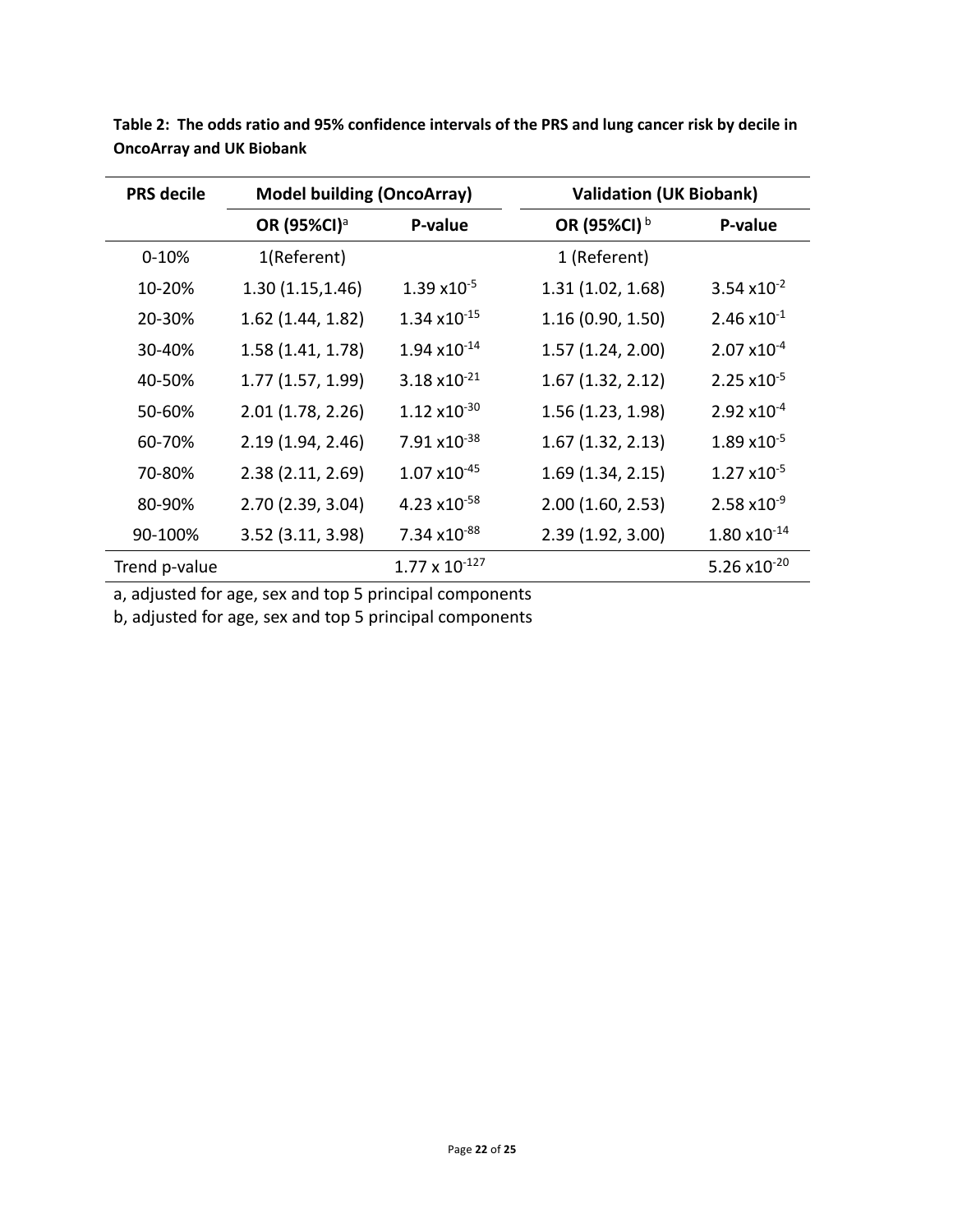**Table 2: The odds ratio and 95% confidence intervals of the PRS and lung cancer risk by decile in OncoArray and UK Biobank**

| PRS decile | Model building (OncoArray) | | Validation (UK Biobank) | |
|---|---|---|---|---|
| | OR (95%CI)[a] | P-value | OR (95%CI)[b] | P-value |
| 0-10% | 1(Referent) | | 1 (Referent) | |
| 10-20% | 1.30 (1.15,1.46) | $1.39 \times 10^{-5}$ | 1.31 (1.02, 1.68) | $3.54 \times 10^{-2}$ |
| 20-30% | 1.62 (1.44, 1.82) | $1.34 \times 10^{-15}$ | 1.16 (0.90, 1.50) | $2.46 \times 10^{-1}$ |
| 30-40% | 1.58 (1.41, 1.78) | $1.94 \times 10^{-14}$ | 1.57 (1.24, 2.00) | $2.07 \times 10^{-4}$ |
| 40-50% | 1.77 (1.57, 1.99) | $3.18 \times 10^{-21}$ | 1.67 (1.32, 2.12) | $2.25 \times 10^{-5}$ |
| 50-60% | 2.01 (1.78, 2.26) | $1.12 \times 10^{-30}$ | 1.56 (1.23, 1.98) | $2.92 \times 10^{-4}$ |
| 60-70% | 2.19 (1.94, 2.46) | $7.91 \times 10^{-38}$ | 1.67 (1.32, 2.13) | $1.89 \times 10^{-5}$ |
| 70-80% | 2.38 (2.11, 2.69) | $1.07 \times 10^{-45}$ | 1.69 (1.34, 2.15) | $1.27 \times 10^{-5}$ |
| 80-90% | 2.70 (2.39, 3.04) | $4.23 \times 10^{-58}$ | 2.00 (1.60, 2.53) | $2.58 \times 10^{-9}$ |
| 90-100% | 3.52 (3.11, 3.98) | $7.34 \times 10^{-88}$ | 2.39 (1.92, 3.00) | $1.80 \times 10^{-14}$ |
| Trend p-value | | $1.77 \times 10^{-127}$ | | $5.26 \times 10^{-20}$ |

a, adjusted for age, sex and top 5 principal components

b, adjusted for age, sex and top 5 principal components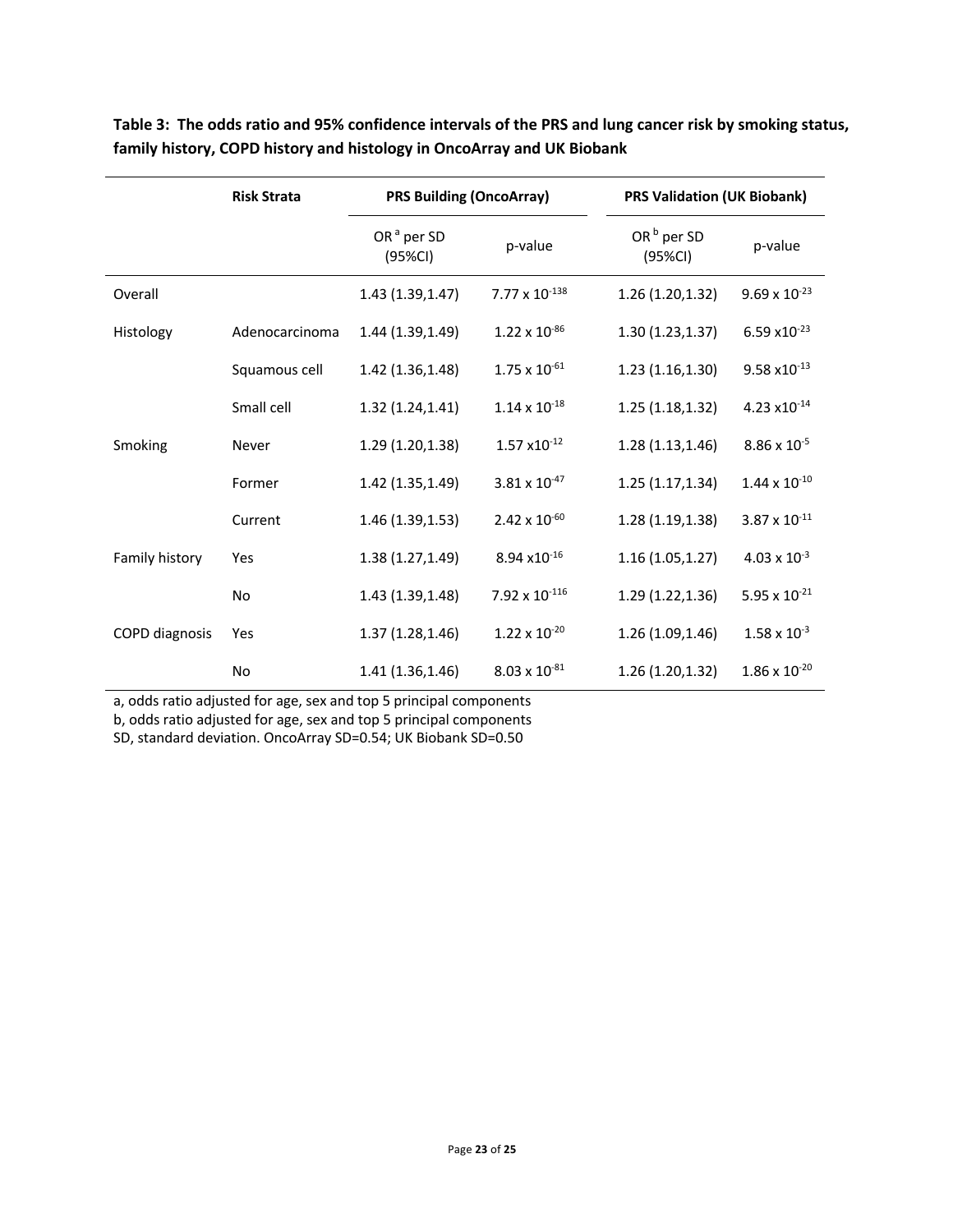**Table 3: The odds ratio and 95% confidence intervals of the PRS and lung cancer risk by smoking status, family history, COPD history and histology in OncoArray and UK Biobank**

| | Risk Strata | PRS Building (OncoArray) | | PRS Validation (UK Biobank) | |
|---|---|---|---|---|---|
| | | OR [a] per SD (95%CI) | p-value | OR [b] per SD (95%CI) | p-value |
| Overall | | 1.43 (1.39,1.47) | $7.77 \times 10^{-138}$ | 1.26 (1.20,1.32) | $9.69 \times 10^{-23}$ |
| Histology | Adenocarcinoma | 1.44 (1.39,1.49) | $1.22 \times 10^{-86}$ | 1.30 (1.23,1.37) | $6.59 \times 10^{-23}$ |
| | Squamous cell | 1.42 (1.36,1.48) | $1.75 \times 10^{-61}$ | 1.23 (1.16,1.30) | $9.58 \times 10^{-13}$ |
| | Small cell | 1.32 (1.24,1.41) | $1.14 \times 10^{-18}$ | 1.25 (1.18,1.32) | $4.23 \times 10^{-14}$ |
| Smoking | Never | 1.29 (1.20,1.38) | $1.57 \times 10^{-12}$ | 1.28 (1.13,1.46) | $8.86 \times 10^{-5}$ |
| | Former | 1.42 (1.35,1.49) | $3.81 \times 10^{-47}$ | 1.25 (1.17,1.34) | $1.44 \times 10^{-10}$ |
| | Current | 1.46 (1.39,1.53) | $2.42 \times 10^{-60}$ | 1.28 (1.19,1.38) | $3.87 \times 10^{-11}$ |
| Family history | Yes | 1.38 (1.27,1.49) | $8.94 \times 10^{-16}$ | 1.16 (1.05,1.27) | $4.03 \times 10^{-3}$ |
| | No | 1.43 (1.39,1.48) | $7.92 \times 10^{-116}$ | 1.29 (1.22,1.36) | $5.95 \times 10^{-21}$ |
| COPD diagnosis | Yes | 1.37 (1.28,1.46) | $1.22 \times 10^{-20}$ | 1.26 (1.09,1.46) | $1.58 \times 10^{-3}$ |
| | No | 1.41 (1.36,1.46) | $8.03 \times 10^{-81}$ | 1.26 (1.20,1.32) | $1.86 \times 10^{-20}$ |

a, odds ratio adjusted for age, sex and top 5 principal components
b, odds ratio adjusted for age, sex and top 5 principal components
SD, standard deviation. OncoArray SD=0.54; UK Biobank SD=0.50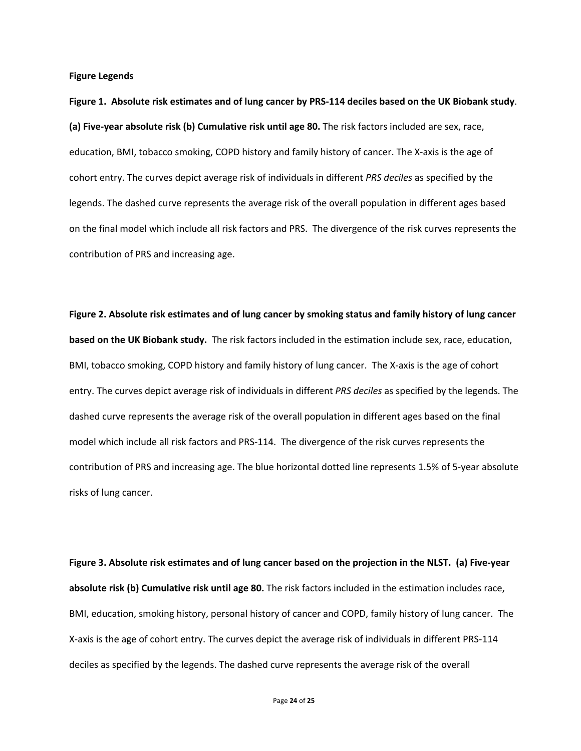**Figure Legends**

**Figure 1. Absolute risk estimates and of lung cancer by PRS-114 deciles based on the UK Biobank study. (a) Five-year absolute risk (b) Cumulative risk until age 80.** The risk factors included are sex, race, education, BMI, tobacco smoking, COPD history and family history of cancer. The X-axis is the age of cohort entry. The curves depict average risk of individuals in different *PRS deciles* as specified by the legends. The dashed curve represents the average risk of the overall population in different ages based on the final model which include all risk factors and PRS. The divergence of the risk curves represents the contribution of PRS and increasing age.

**Figure 2. Absolute risk estimates and of lung cancer by smoking status and family history of lung cancer based on the UK Biobank study.** The risk factors included in the estimation include sex, race, education, BMI, tobacco smoking, COPD history and family history of lung cancer. The X-axis is the age of cohort entry. The curves depict average risk of individuals in different *PRS deciles* as specified by the legends. The dashed curve represents the average risk of the overall population in different ages based on the final model which include all risk factors and PRS-114. The divergence of the risk curves represents the contribution of PRS and increasing age. The blue horizontal dotted line represents 1.5% of 5-year absolute risks of lung cancer.

**Figure 3. Absolute risk estimates and of lung cancer based on the projection in the NLST. (a) Five-year absolute risk (b) Cumulative risk until age 80.** The risk factors included in the estimation includes race, BMI, education, smoking history, personal history of cancer and COPD, family history of lung cancer. The X-axis is the age of cohort entry. The curves depict the average risk of individuals in different PRS-114 deciles as specified by the legends. The dashed curve represents the average risk of the overall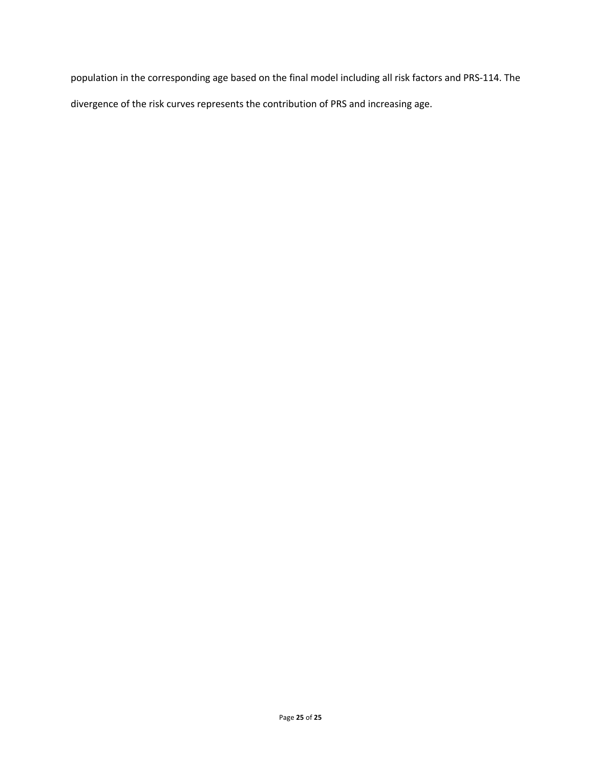population in the corresponding age based on the final model including all risk factors and PRS-114. The divergence of the risk curves represents the contribution of PRS and increasing age.